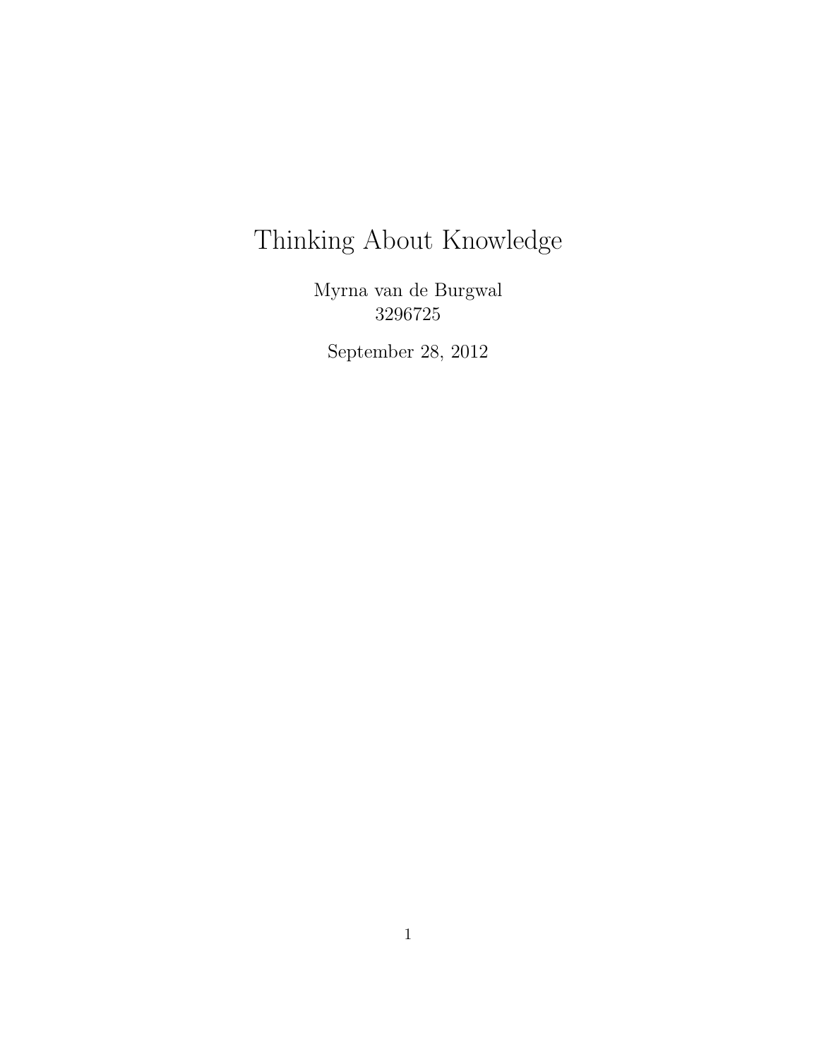# Thinking About Knowledge

Myrna van de Burgwal
3296725

September 28, 2012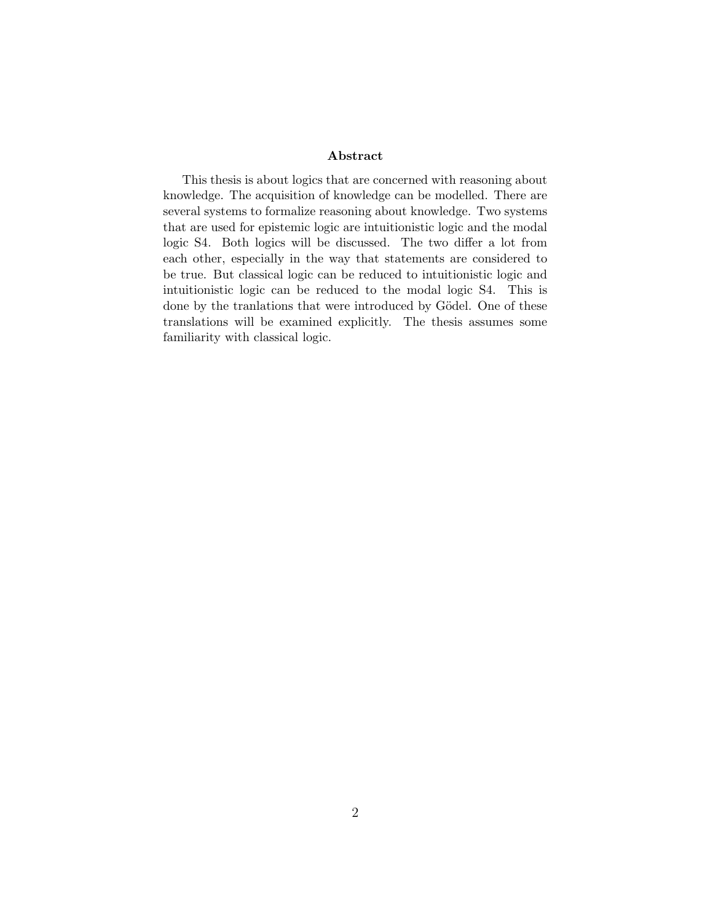### Abstract

This thesis is about logics that are concerned with reasoning about knowledge. The acquisition of knowledge can be modelled. There are several systems to formalize reasoning about knowledge. Two systems that are used for epistemic logic are intuitionistic logic and the modal logic S4. Both logics will be discussed. The two differ a lot from each other, especially in the way that statements are considered to be true. But classical logic can be reduced to intuitionistic logic and intuitionistic logic can be reduced to the modal logic S4. This is done by the tranlations that were introduced by Gödel. One of these translations will be examined explicitly. The thesis assumes some familiarity with classical logic.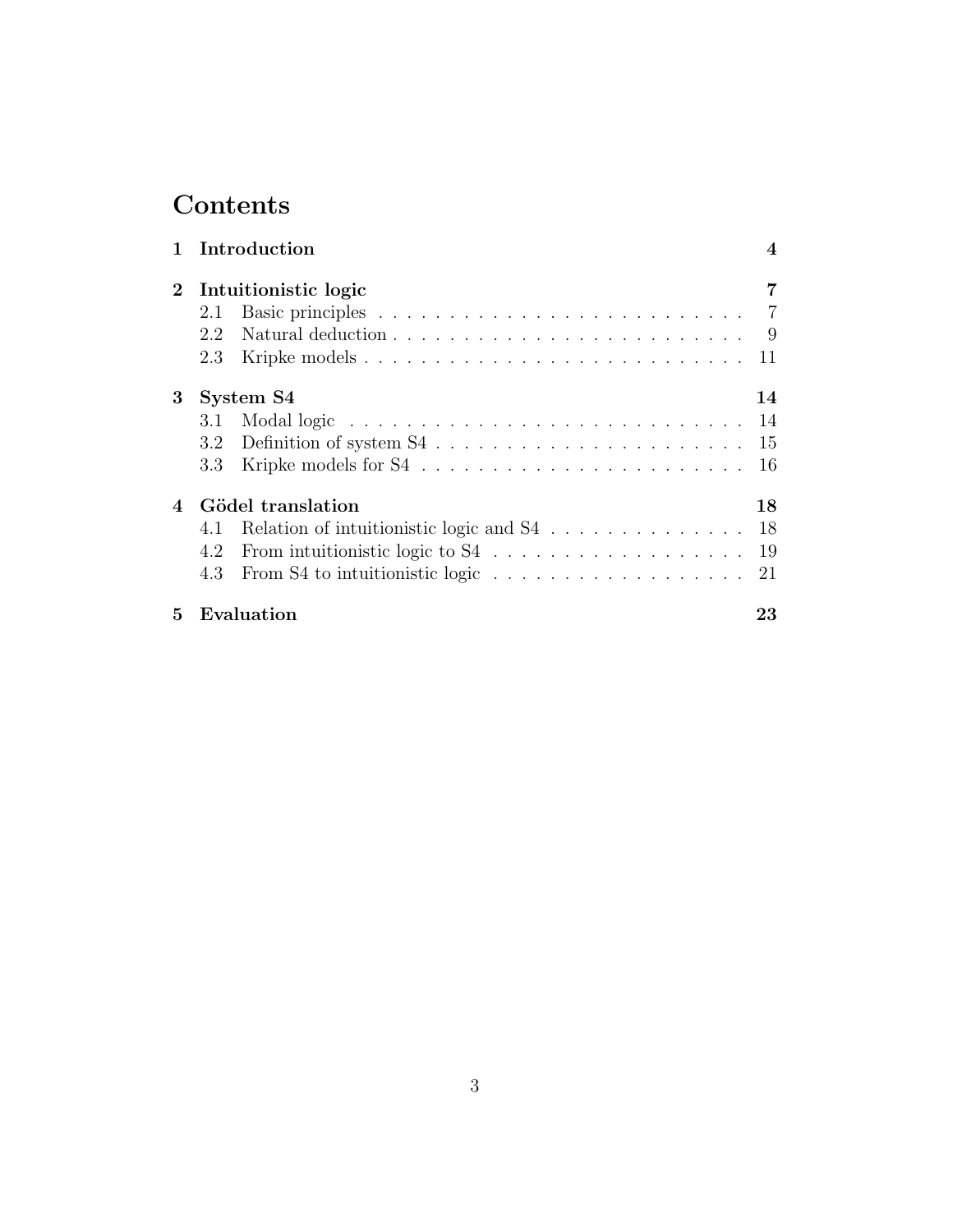# Contents

| | | |
|---|---|---|
| **1** | **Introduction** | **4** |
| **2** | **Intuitionistic logic** | **7** |
| 2.1 | Basic principles | 7 |
| 2.2 | Natural deduction | 9 |
| 2.3 | Kripke models | 11 |
| **3** | **System S4** | **14** |
| 3.1 | Modal logic | 14 |
| 3.2 | Definition of system S4 | 15 |
| 3.3 | Kripke models for S4 | 16 |
| **4** | **Gödel translation** | **18** |
| 4.1 | Relation of intuitionistic logic and S4 | 18 |
| 4.2 | From intuitionistic logic to S4 | 19 |
| 4.3 | From S4 to intuitionistic logic | 21 |
| **5** | **Evaluation** | **23** |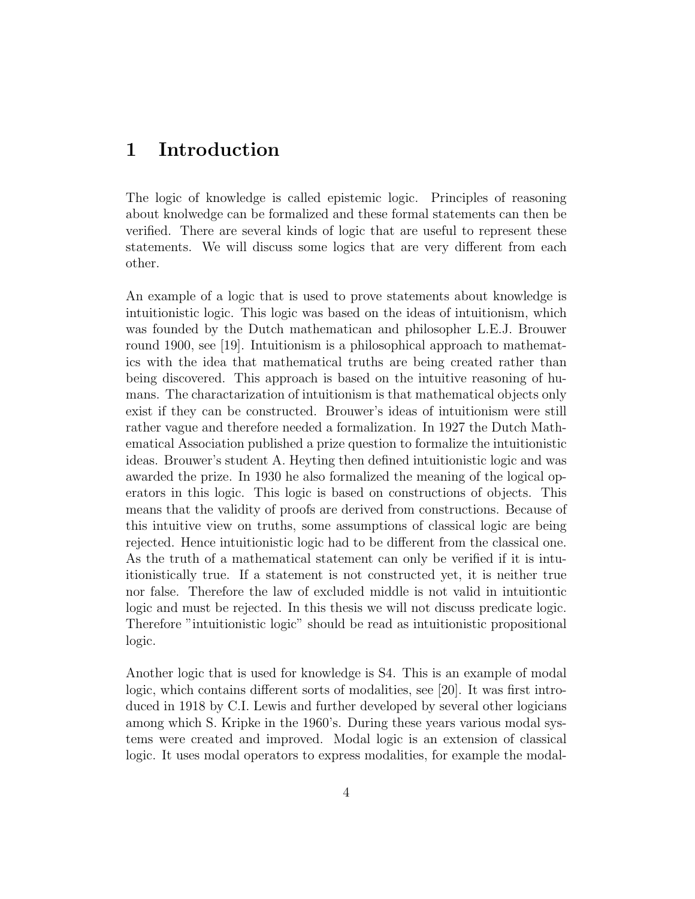# 1 Introduction

The logic of knowledge is called epistemic logic. Principles of reasoning about knolwedge can be formalized and these formal statements can then be verified. There are several kinds of logic that are useful to represent these statements. We will discuss some logics that are very different from each other.

An example of a logic that is used to prove statements about knowledge is intuitionistic logic. This logic was based on the ideas of intuitionism, which was founded by the Dutch mathematican and philosopher L.E.J. Brouwer round 1900, see [19]. Intuitionism is a philosophical approach to mathematics with the idea that mathematical truths are being created rather than being discovered. This approach is based on the intuitive reasoning of humans. The charactarization of intuitionism is that mathematical objects only exist if they can be constructed. Brouwer's ideas of intuitionism were still rather vague and therefore needed a formalization. In 1927 the Dutch Mathematical Association published a prize question to formalize the intuitionistic ideas. Brouwer's student A. Heyting then defined intuitionistic logic and was awarded the prize. In 1930 he also formalized the meaning of the logical operators in this logic. This logic is based on constructions of objects. This means that the validity of proofs are derived from constructions. Because of this intuitive view on truths, some assumptions of classical logic are being rejected. Hence intuitionistic logic had to be different from the classical one. As the truth of a mathematical statement can only be verified if it is intuitionistically true. If a statement is not constructed yet, it is neither true nor false. Therefore the law of excluded middle is not valid in intuitiontic logic and must be rejected. In this thesis we will not discuss predicate logic. Therefore "intuitionistic logic" should be read as intuitionistic propositional logic.

Another logic that is used for knowledge is S4. This is an example of modal logic, which contains different sorts of modalities, see [20]. It was first introduced in 1918 by C.I. Lewis and further developed by several other logicians among which S. Kripke in the 1960's. During these years various modal systems were created and improved. Modal logic is an extension of classical logic. It uses modal operators to express modalities, for example the modal-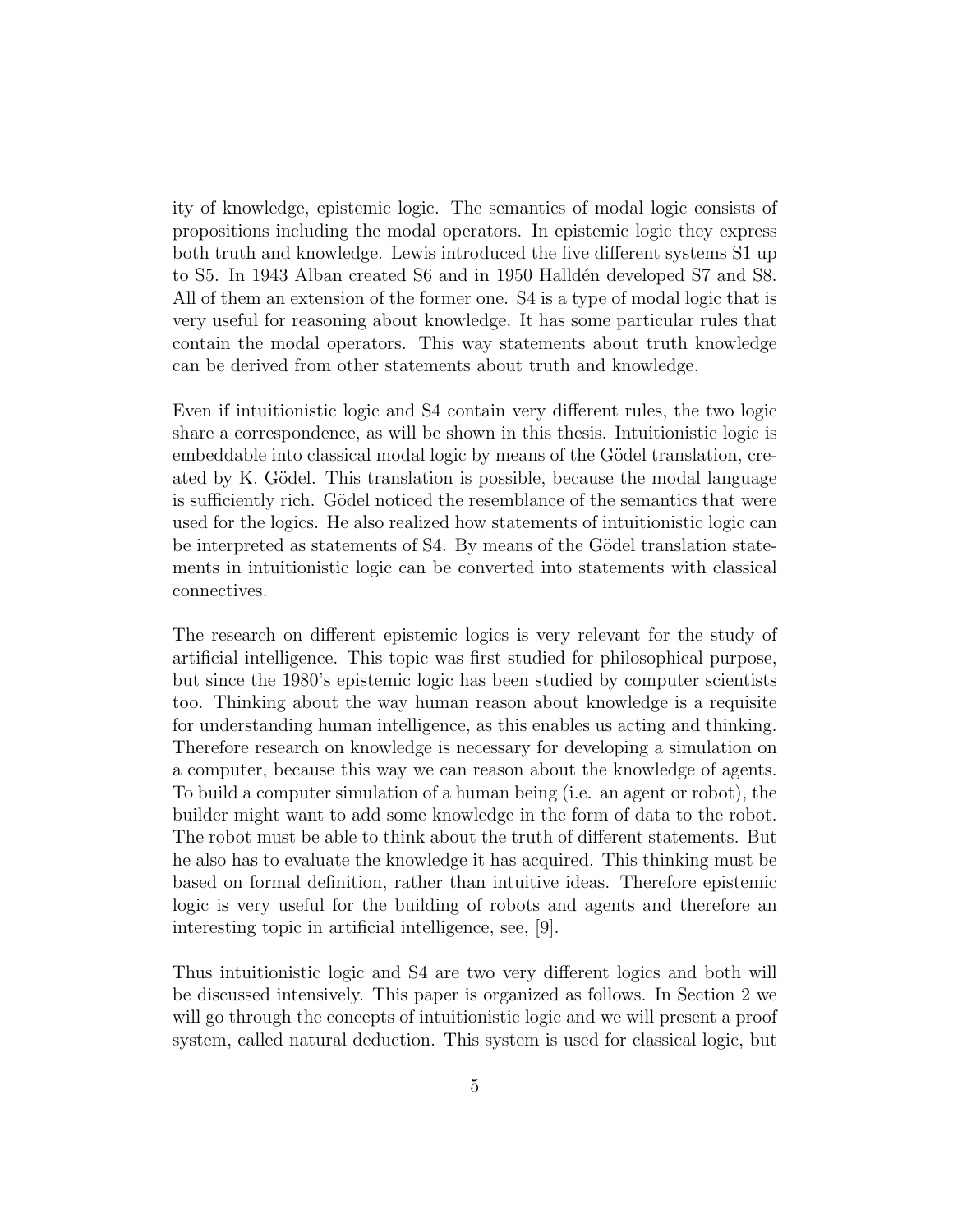ity of knowledge, epistemic logic. The semantics of modal logic consists of propositions including the modal operators. In epistemic logic they express both truth and knowledge. Lewis introduced the five different systems S1 up to S5. In 1943 Alban created S6 and in 1950 Halldén developed S7 and S8. All of them an extension of the former one. S4 is a type of modal logic that is very useful for reasoning about knowledge. It has some particular rules that contain the modal operators. This way statements about truth knowledge can be derived from other statements about truth and knowledge.

Even if intuitionistic logic and S4 contain very different rules, the two logic share a correspondence, as will be shown in this thesis. Intuitionistic logic is embeddable into classical modal logic by means of the Gödel translation, created by K. Gödel. This translation is possible, because the modal language is sufficiently rich. Gödel noticed the resemblance of the semantics that were used for the logics. He also realized how statements of intuitionistic logic can be interpreted as statements of S4. By means of the Gödel translation statements in intuitionistic logic can be converted into statements with classical connectives.

The research on different epistemic logics is very relevant for the study of artificial intelligence. This topic was first studied for philosophical purpose, but since the 1980's epistemic logic has been studied by computer scientists too. Thinking about the way human reason about knowledge is a requisite for understanding human intelligence, as this enables us acting and thinking. Therefore research on knowledge is necessary for developing a simulation on a computer, because this way we can reason about the knowledge of agents. To build a computer simulation of a human being (i.e. an agent or robot), the builder might want to add some knowledge in the form of data to the robot. The robot must be able to think about the truth of different statements. But he also has to evaluate the knowledge it has acquired. This thinking must be based on formal definition, rather than intuitive ideas. Therefore epistemic logic is very useful for the building of robots and agents and therefore an interesting topic in artificial intelligence, see, [9].

Thus intuitionistic logic and S4 are two very different logics and both will be discussed intensively. This paper is organized as follows. In Section 2 we will go through the concepts of intuitionistic logic and we will present a proof system, called natural deduction. This system is used for classical logic, but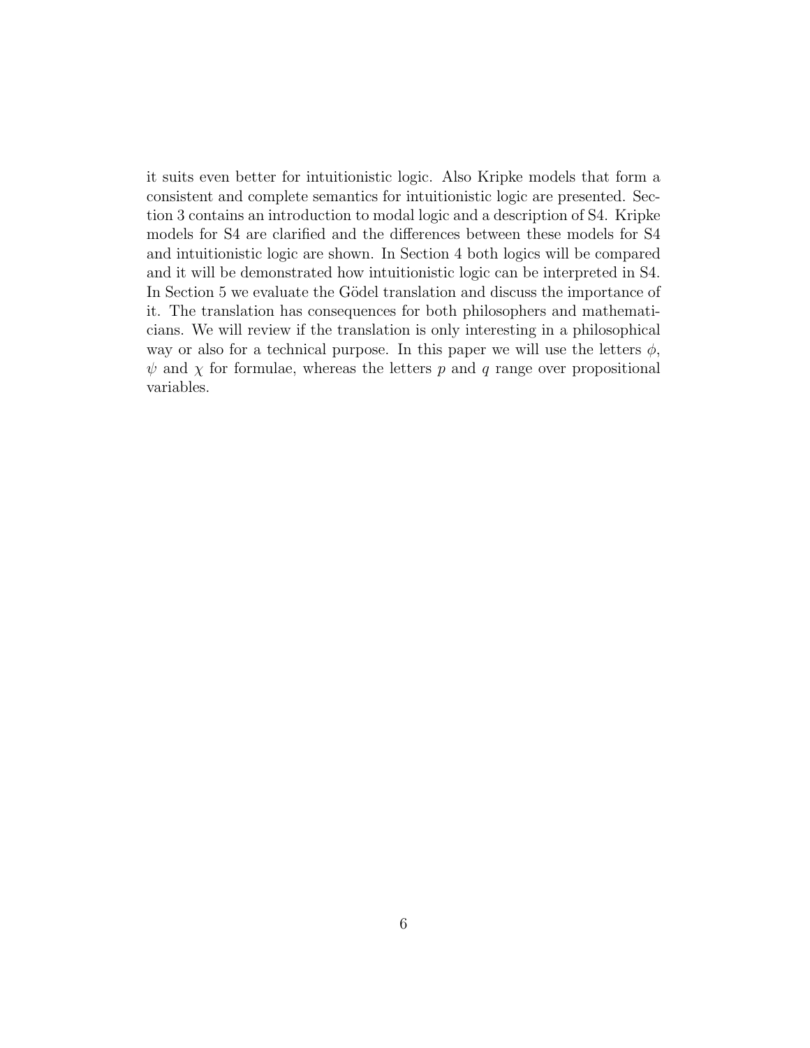it suits even better for intuitionistic logic. Also Kripke models that form a consistent and complete semantics for intuitionistic logic are presented. Section 3 contains an introduction to modal logic and a description of S4. Kripke models for S4 are clarified and the differences between these models for S4 and intuitionistic logic are shown. In Section 4 both logics will be compared and it will be demonstrated how intuitionistic logic can be interpreted in S4. In Section 5 we evaluate the Gödel translation and discuss the importance of it. The translation has consequences for both philosophers and mathematicians. We will review if the translation is only interesting in a philosophical way or also for a technical purpose. In this paper we will use the letters $\phi$, $\psi$ and $\chi$ for formulae, whereas the letters $p$ and $q$ range over propositional variables.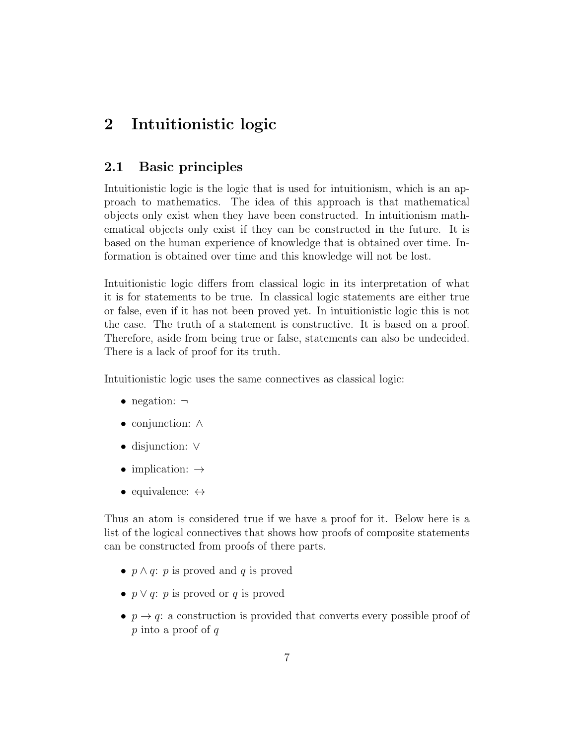# 2 Intuitionistic logic

## 2.1 Basic principles

Intuitionistic logic is the logic that is used for intuitionism, which is an approach to mathematics. The idea of this approach is that mathematical objects only exist when they have been constructed. In intuitionism mathematical objects only exist if they can be constructed in the future. It is based on the human experience of knowledge that is obtained over time. Information is obtained over time and this knowledge will not be lost.

Intuitionistic logic differs from classical logic in its interpretation of what it is for statements to be true. In classical logic statements are either true or false, even if it has not been proved yet. In intuitionistic logic this is not the case. The truth of a statement is constructive. It is based on a proof. Therefore, aside from being true or false, statements can also be undecided. There is a lack of proof for its truth.

Intuitionistic logic uses the same connectives as classical logic:

- negation: $\neg$
- conjunction: $\wedge$
- disjunction: $\vee$
- implication: $\rightarrow$
- equivalence: $\leftrightarrow$

Thus an atom is considered true if we have a proof for it. Below here is a list of the logical connectives that shows how proofs of composite statements can be constructed from proofs of there parts.

- $p \wedge q$: $p$ is proved and $q$ is proved
- $p \vee q$: $p$ is proved or $q$ is proved
- $p \rightarrow q$: a construction is provided that converts every possible proof of $p$ into a proof of $q$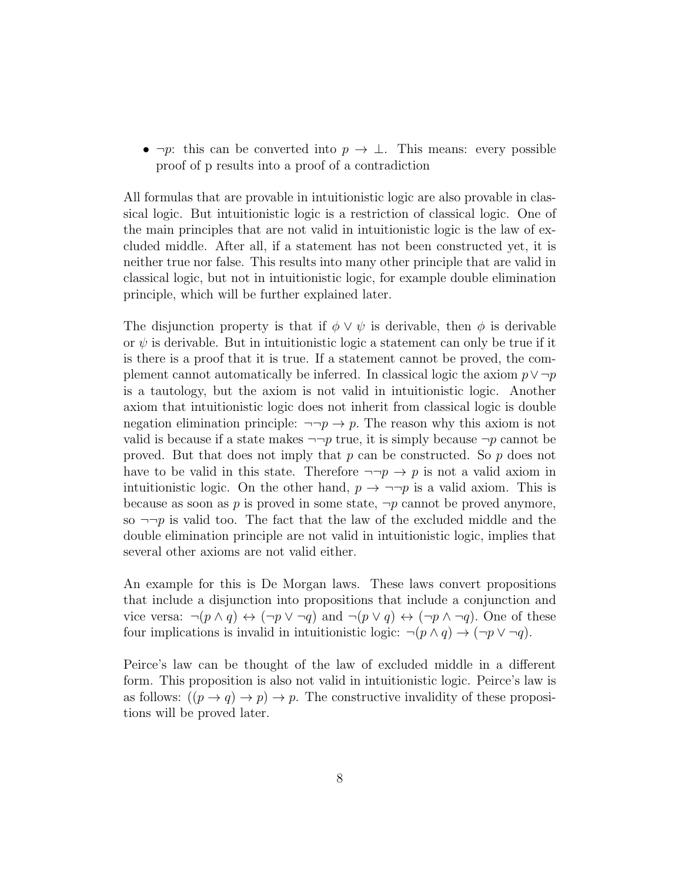- $\neg p$: this can be converted into $p \rightarrow \bot$. This means: every possible proof of p results into a proof of a contradiction

All formulas that are provable in intuitionistic logic are also provable in classical logic. But intuitionistic logic is a restriction of classical logic. One of the main principles that are not valid in intuitionistic logic is the law of excluded middle. After all, if a statement has not been constructed yet, it is neither true nor false. This results into many other principle that are valid in classical logic, but not in intuitionistic logic, for example double elimination principle, which will be further explained later.

The disjunction property is that if $\phi \vee \psi$ is derivable, then $\phi$ is derivable or $\psi$ is derivable. But in intuitionistic logic a statement can only be true if it is there is a proof that it is true. If a statement cannot be proved, the complement cannot automatically be inferred. In classical logic the axiom $p \vee \neg p$ is a tautology, but the axiom is not valid in intuitionistic logic. Another axiom that intuitionistic logic does not inherit from classical logic is double negation elimination principle: $\neg\neg p \rightarrow p$. The reason why this axiom is not valid is because if a state makes $\neg\neg p$ true, it is simply because $\neg p$ cannot be proved. But that does not imply that $p$ can be constructed. So $p$ does not have to be valid in this state. Therefore $\neg\neg p \rightarrow p$ is not a valid axiom in intuitionistic logic. On the other hand, $p \rightarrow \neg\neg p$ is a valid axiom. This is because as soon as $p$ is proved in some state, $\neg p$ cannot be proved anymore, so $\neg\neg p$ is valid too. The fact that the law of the excluded middle and the double elimination principle are not valid in intuitionistic logic, implies that several other axioms are not valid either.

An example for this is De Morgan laws. These laws convert propositions that include a disjunction into propositions that include a conjunction and vice versa: $\neg(p \wedge q) \leftrightarrow (\neg p \vee \neg q)$ and $\neg(p \vee q) \leftrightarrow (\neg p \wedge \neg q)$. One of these four implications is invalid in intuitionistic logic: $\neg(p \wedge q) \rightarrow (\neg p \vee \neg q)$.

Peirce's law can be thought of the law of excluded middle in a different form. This proposition is also not valid in intuitionistic logic. Peirce's law is as follows: $((p \rightarrow q) \rightarrow p) \rightarrow p$. The constructive invalidity of these propositions will be proved later.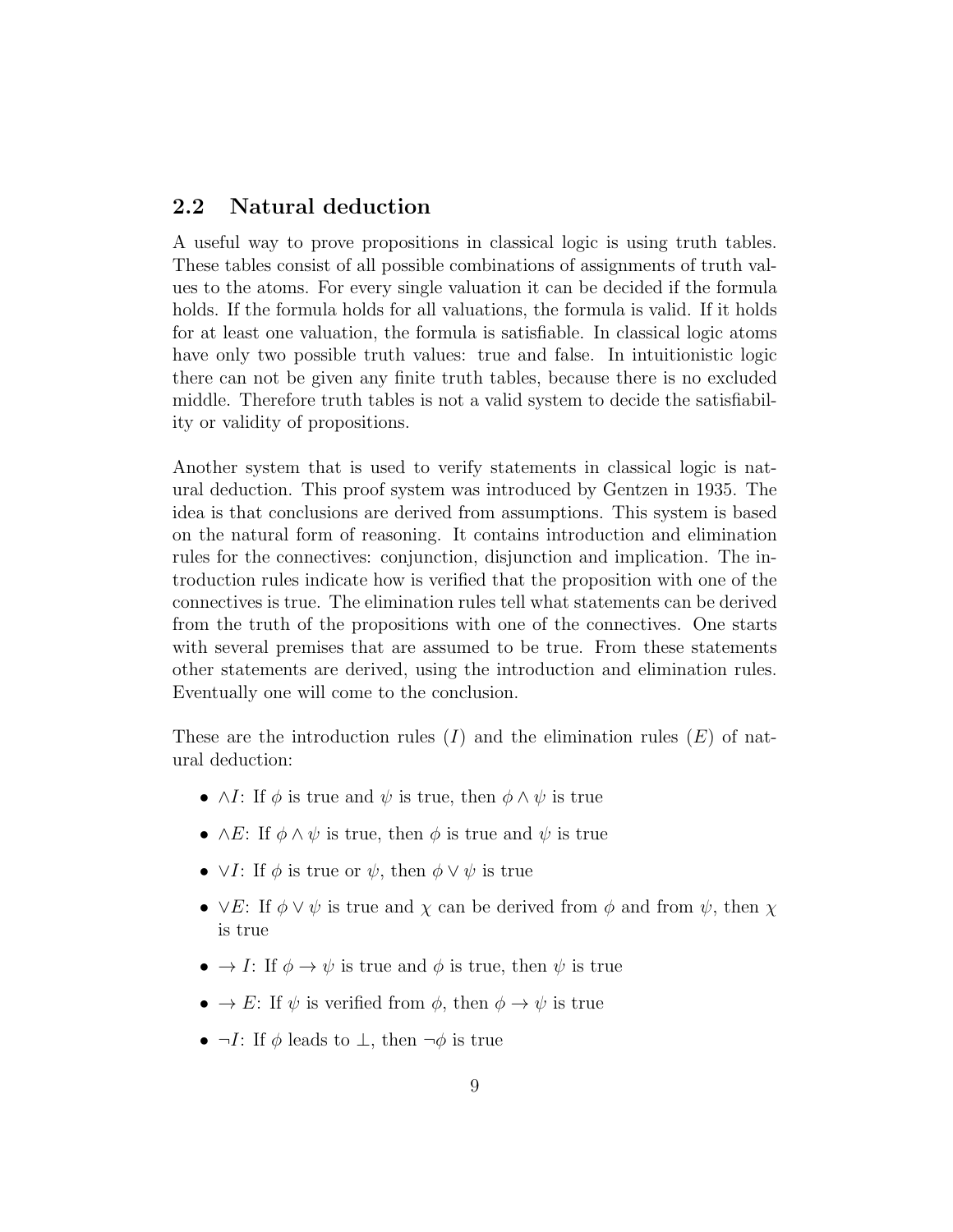## 2.2 Natural deduction

A useful way to prove propositions in classical logic is using truth tables. These tables consist of all possible combinations of assignments of truth values to the atoms. For every single valuation it can be decided if the formula holds. If the formula holds for all valuations, the formula is valid. If it holds for at least one valuation, the formula is satisfiable. In classical logic atoms have only two possible truth values: true and false. In intuitionistic logic there can not be given any finite truth tables, because there is no excluded middle. Therefore truth tables is not a valid system to decide the satisfiability or validity of propositions.

Another system that is used to verify statements in classical logic is natural deduction. This proof system was introduced by Gentzen in 1935. The idea is that conclusions are derived from assumptions. This system is based on the natural form of reasoning. It contains introduction and elimination rules for the connectives: conjunction, disjunction and implication. The introduction rules indicate how is verified that the proposition with one of the connectives is true. The elimination rules tell what statements can be derived from the truth of the propositions with one of the connectives. One starts with several premises that are assumed to be true. From these statements other statements are derived, using the introduction and elimination rules. Eventually one will come to the conclusion.

These are the introduction rules ($I$) and the elimination rules ($E$) of natural deduction:

- $\wedge I$: If $\phi$ is true and $\psi$ is true, then $\phi \wedge \psi$ is true
- $\wedge E$: If $\phi \wedge \psi$ is true, then $\phi$ is true and $\psi$ is true
- $\vee I$: If $\phi$ is true or $\psi$, then $\phi \vee \psi$ is true
- $\vee E$: If $\phi \vee \psi$ is true and $\chi$ can be derived from $\phi$ and from $\psi$, then $\chi$ is true
- $\rightarrow I$: If $\phi \rightarrow \psi$ is true and $\phi$ is true, then $\psi$ is true
- $\rightarrow E$: If $\psi$ is verified from $\phi$, then $\phi \rightarrow \psi$ is true
- $\neg I$: If $\phi$ leads to $\bot$, then $\neg\phi$ is true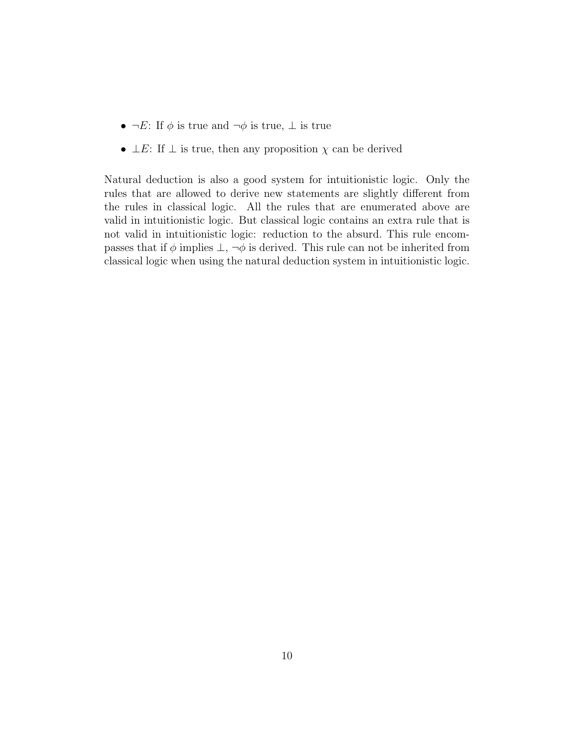- $\neg E$: If $\phi$ is true and $\neg\phi$ is true, $\bot$ is true
- $\bot E$: If $\bot$ is true, then any proposition $\chi$ can be derived

Natural deduction is also a good system for intuitionistic logic. Only the rules that are allowed to derive new statements are slightly different from the rules in classical logic. All the rules that are enumerated above are valid in intuitionistic logic. But classical logic contains an extra rule that is not valid in intuitionistic logic: reduction to the absurd. This rule encompasses that if $\phi$ implies $\bot$, $\neg\phi$ is derived. This rule can not be inherited from classical logic when using the natural deduction system in intuitionistic logic.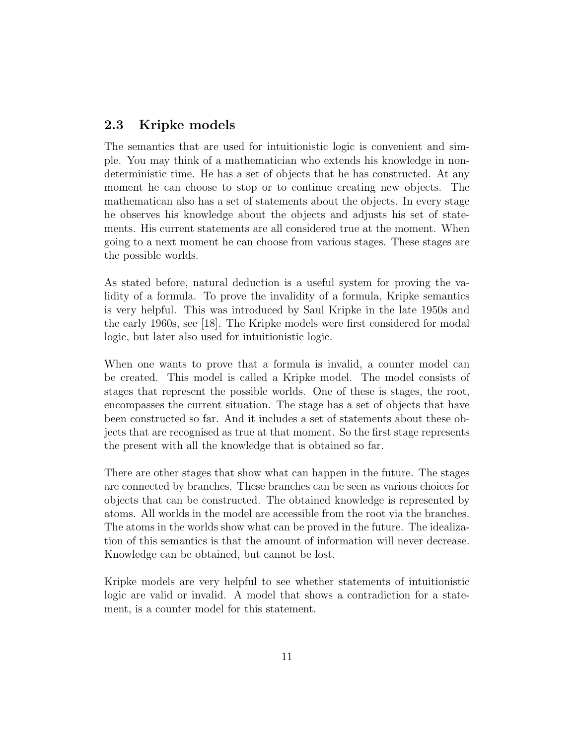## 2.3 Kripke models

The semantics that are used for intuitionistic logic is convenient and simple. You may think of a mathematician who extends his knowledge in non-deterministic time. He has a set of objects that he has constructed. At any moment he can choose to stop or to continue creating new objects. The mathematican also has a set of statements about the objects. In every stage he observes his knowledge about the objects and adjusts his set of statements. His current statements are all considered true at the moment. When going to a next moment he can choose from various stages. These stages are the possible worlds.

As stated before, natural deduction is a useful system for proving the validity of a formula. To prove the invalidity of a formula, Kripke semantics is very helpful. This was introduced by Saul Kripke in the late 1950s and the early 1960s, see [18]. The Kripke models were first considered for modal logic, but later also used for intuitionistic logic.

When one wants to prove that a formula is invalid, a counter model can be created. This model is called a Kripke model. The model consists of stages that represent the possible worlds. One of these is stages, the root, encompasses the current situation. The stage has a set of objects that have been constructed so far. And it includes a set of statements about these objects that are recognised as true at that moment. So the first stage represents the present with all the knowledge that is obtained so far.

There are other stages that show what can happen in the future. The stages are connected by branches. These branches can be seen as various choices for objects that can be constructed. The obtained knowledge is represented by atoms. All worlds in the model are accessible from the root via the branches. The atoms in the worlds show what can be proved in the future. The idealization of this semantics is that the amount of information will never decrease. Knowledge can be obtained, but cannot be lost.

Kripke models are very helpful to see whether statements of intuitionistic logic are valid or invalid. A model that shows a contradiction for a statement, is a counter model for this statement.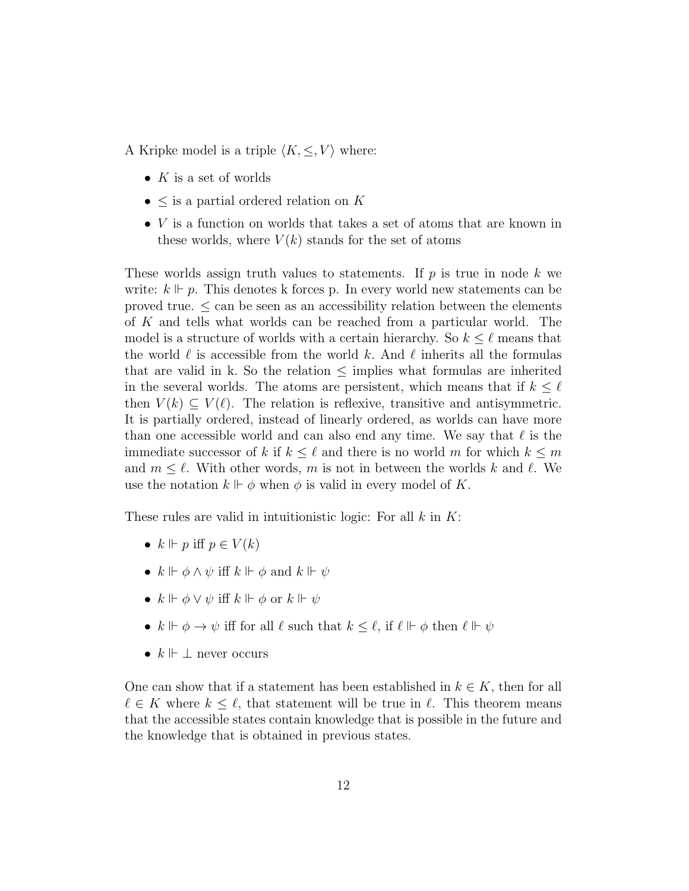A Kripke model is a triple $\langle K, \leq, V \rangle$ where:

- $K$ is a set of worlds
- $\leq$ is a partial ordered relation on $K$
- $V$ is a function on worlds that takes a set of atoms that are known in these worlds, where $V(k)$ stands for the set of atoms

These worlds assign truth values to statements. If $p$ is true in node $k$ we write: $k \Vdash p$. This denotes k forces p. In every world new statements can be proved true. $\leq$ can be seen as an accessibility relation between the elements of $K$ and tells what worlds can be reached from a particular world. The model is a structure of worlds with a certain hierarchy. So $k \leq \ell$ means that the world $\ell$ is accessible from the world $k$. And $\ell$ inherits all the formulas that are valid in k. So the relation $\leq$ implies what formulas are inherited in the several worlds. The atoms are persistent, which means that if $k \leq \ell$ then $V(k) \subseteq V(\ell)$. The relation is reflexive, transitive and antisymmetric. It is partially ordered, instead of linearly ordered, as worlds can have more than one accessible world and can also end any time. We say that $\ell$ is the immediate successor of $k$ if $k \leq \ell$ and there is no world $m$ for which $k \leq m$ and $m \leq \ell$. With other words, $m$ is not in between the worlds $k$ and $\ell$. We use the notation $k \Vdash \phi$ when $\phi$ is valid in every model of $K$.

These rules are valid in intuitionistic logic: For all $k$ in $K$:

- $k \Vdash p$ iff $p \in V(k)$
- $k \Vdash \phi \wedge \psi$ iff $k \Vdash \phi$ and $k \Vdash \psi$
- $k \Vdash \phi \vee \psi$ iff $k \Vdash \phi$ or $k \Vdash \psi$
- $k \Vdash \phi \rightarrow \psi$ iff for all $\ell$ such that $k \leq \ell$, if $\ell \Vdash \phi$ then $\ell \Vdash \psi$
- $k \Vdash \bot$ never occurs

One can show that if a statement has been established in $k \in K$, then for all $\ell \in K$ where $k \leq \ell$, that statement will be true in $\ell$. This theorem means that the accessible states contain knowledge that is possible in the future and the knowledge that is obtained in previous states.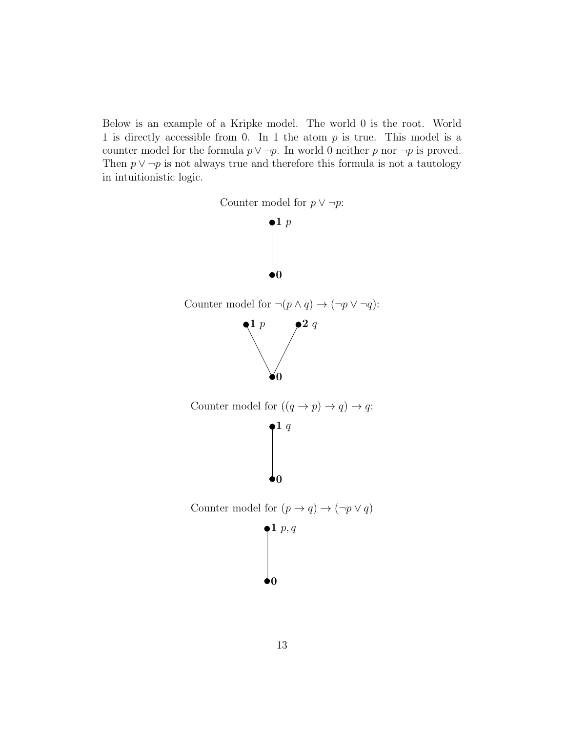Below is an example of a Kripke model. The world 0 is the root. World 1 is directly accessible from 0. In 1 the atom $p$ is true. This model is a counter model for the formula $p \vee \neg p$. In world 0 neither $p$ nor $\neg p$ is proved. Then $p \vee \neg p$ is not always true and therefore this formula is not a tautology in intuitionistic logic.

Counter model for $p \vee \neg p$:

**1** $p$

**0**

Counter model for $\neg(p \wedge q) \rightarrow (\neg p \vee \neg q)$:

**1** $p$ **2** $q$

**0**

Counter model for $((q \rightarrow p) \rightarrow q) \rightarrow q$:

**1** $q$

**0**

Counter model for $(p \rightarrow q) \rightarrow (\neg p \vee q)$

**1** $p, q$

**0**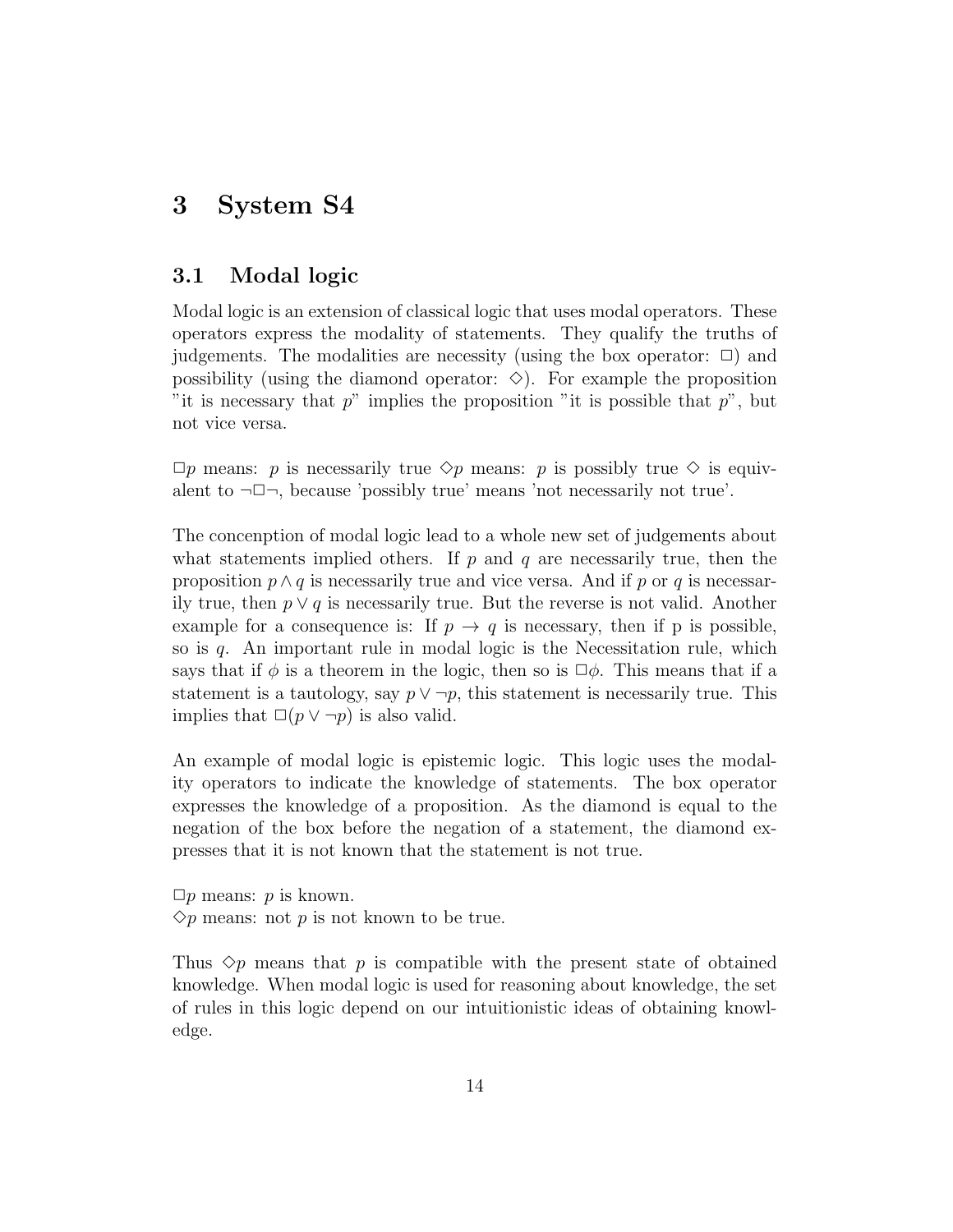# 3 System S4

## 3.1 Modal logic

Modal logic is an extension of classical logic that uses modal operators. These operators express the modality of statements. They qualify the truths of judgements. The modalities are necessity (using the box operator: $\Box$) and possibility (using the diamond operator: $\Diamond$). For example the proposition "it is necessary that $p$" implies the proposition "it is possible that $p$", but not vice versa.

$\Box p$ means: $p$ is necessarily true $\Diamond p$ means: $p$ is possibly true $\Diamond$ is equivalent to $\neg\Box\neg$, because 'possibly true' means 'not necessarily not true'.

The concenption of modal logic lead to a whole new set of judgements about what statements implied others. If $p$ and $q$ are necessarily true, then the proposition $p \wedge q$ is necessarily true and vice versa. And if $p$ or $q$ is necessarily true, then $p \vee q$ is necessarily true. But the reverse is not valid. Another example for a consequence is: If $p \to q$ is necessary, then if p is possible, so is $q$. An important rule in modal logic is the Necessitation rule, which says that if $\phi$ is a theorem in the logic, then so is $\Box\phi$. This means that if a statement is a tautology, say $p \vee \neg p$, this statement is necessarily true. This implies that $\Box(p \vee \neg p)$ is also valid.

An example of modal logic is epistemic logic. This logic uses the modality operators to indicate the knowledge of statements. The box operator expresses the knowledge of a proposition. As the diamond is equal to the negation of the box before the negation of a statement, the diamond expresses that it is not known that the statement is not true.

$\Box p$ means: $p$ is known.
$\Diamond p$ means: not $p$ is not known to be true.

Thus $\Diamond p$ means that $p$ is compatible with the present state of obtained knowledge. When modal logic is used for reasoning about knowledge, the set of rules in this logic depend on our intuitionistic ideas of obtaining knowledge.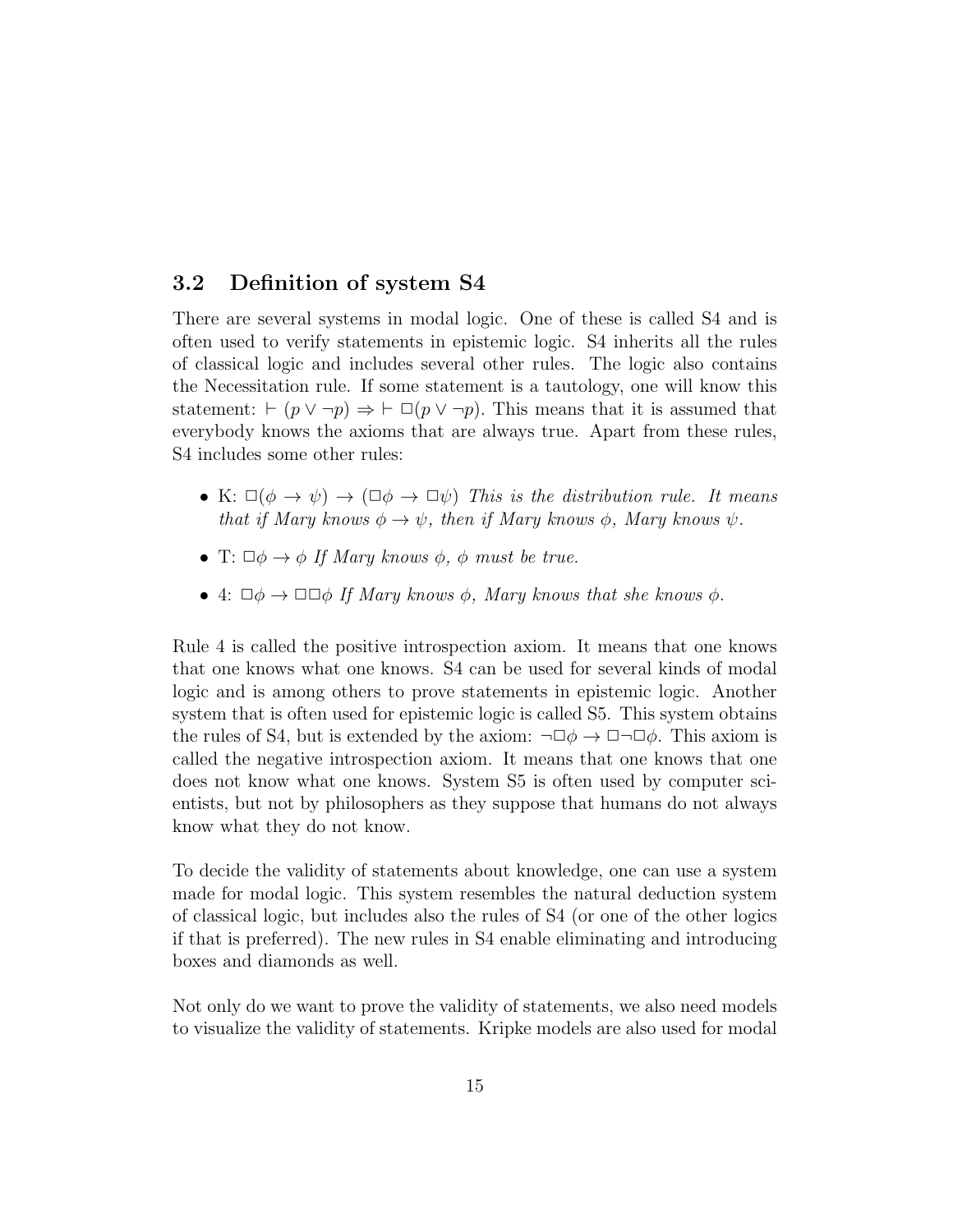## 3.2 Definition of system S4

There are several systems in modal logic. One of these is called S4 and is often used to verify statements in epistemic logic. S4 inherits all the rules of classical logic and includes several other rules. The logic also contains the Necessitation rule. If some statement is a tautology, one will know this statement: $\vdash (p \vee \neg p) \Rightarrow \vdash \Box(p \vee \neg p)$. This means that it is assumed that everybody knows the axioms that are always true. Apart from these rules, S4 includes some other rules:

- K: $\Box(\phi \rightarrow \psi) \rightarrow (\Box\phi \rightarrow \Box\psi)$ *This is the distribution rule. It means that if Mary knows* $\phi \rightarrow \psi$*, then if Mary knows* $\phi$*, Mary knows* $\psi$*.*
- T: $\Box\phi \rightarrow \phi$ *If Mary knows* $\phi$*,* $\phi$ *must be true.*
- 4: $\Box\phi \rightarrow \Box\Box\phi$ *If Mary knows* $\phi$*, Mary knows that she knows* $\phi$*.*

Rule 4 is called the positive introspection axiom. It means that one knows that one knows what one knows. S4 can be used for several kinds of modal logic and is among others to prove statements in epistemic logic. Another system that is often used for epistemic logic is called S5. This system obtains the rules of S4, but is extended by the axiom: $\neg\Box\phi \rightarrow \Box\neg\Box\phi$. This axiom is called the negative introspection axiom. It means that one knows that one does not know what one knows. System S5 is often used by computer scientists, but not by philosophers as they suppose that humans do not always know what they do not know.

To decide the validity of statements about knowledge, one can use a system made for modal logic. This system resembles the natural deduction system of classical logic, but includes also the rules of S4 (or one of the other logics if that is preferred). The new rules in S4 enable eliminating and introducing boxes and diamonds as well.

Not only do we want to prove the validity of statements, we also need models to visualize the validity of statements. Kripke models are also used for modal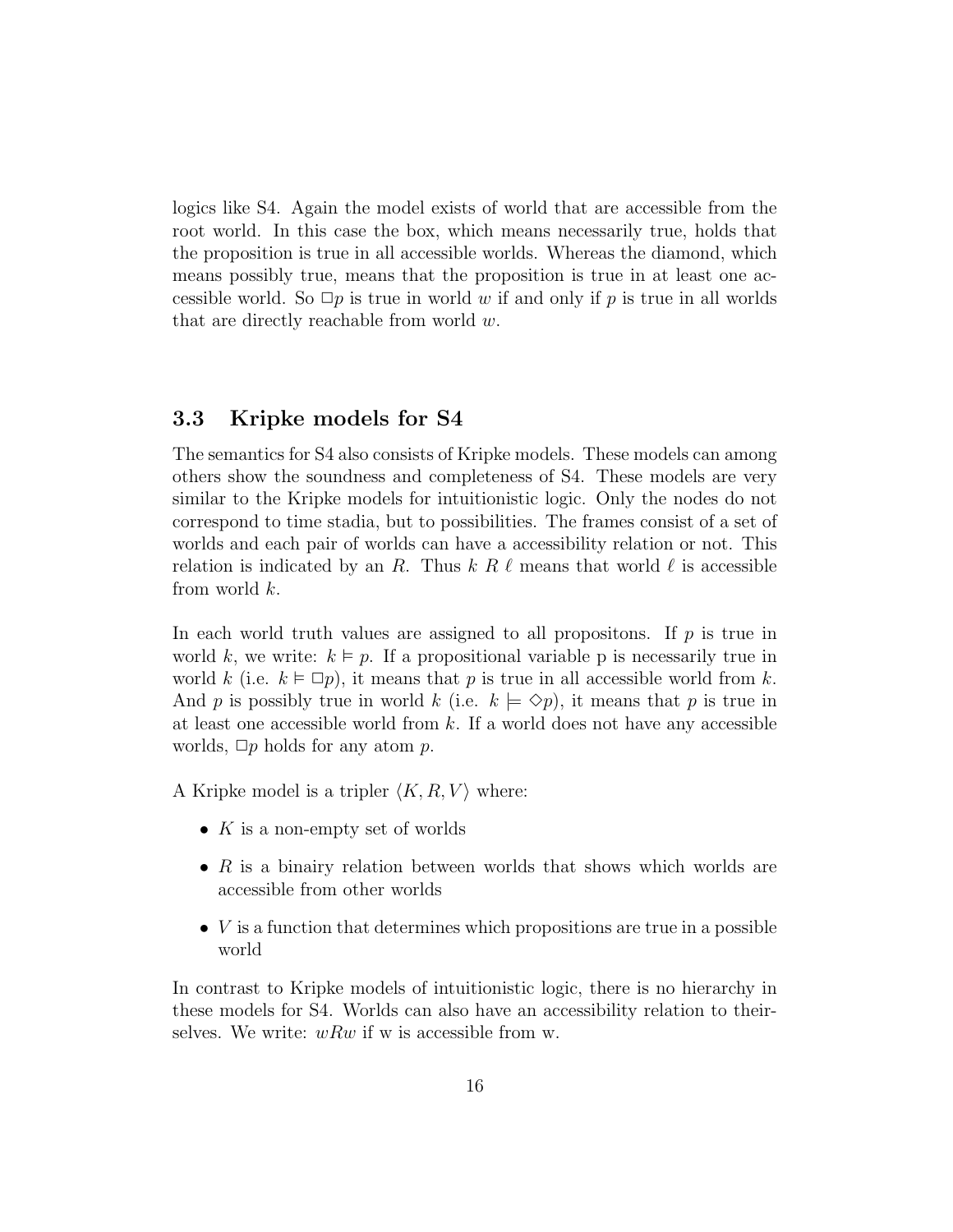logics like S4. Again the model exists of world that are accessible from the root world. In this case the box, which means necessarily true, holds that the proposition is true in all accessible worlds. Whereas the diamond, which means possibly true, means that the proposition is true in at least one accessible world. So $\Box p$ is true in world $w$ if and only if $p$ is true in all worlds that are directly reachable from world $w$.

### 3.3 Kripke models for S4

The semantics for S4 also consists of Kripke models. These models can among others show the soundness and completeness of S4. These models are very similar to the Kripke models for intuitionistic logic. Only the nodes do not correspond to time stadia, but to possibilities. The frames consist of a set of worlds and each pair of worlds can have a accessibility relation or not. This relation is indicated by an $R$. Thus $k \; R \; \ell$ means that world $\ell$ is accessible from world $k$.

In each world truth values are assigned to all propositons. If $p$ is true in world $k$, we write: $k \vDash p$. If a propositional variable p is necessarily true in world $k$ (i.e. $k \vDash \Box p$), it means that $p$ is true in all accessible world from $k$. And $p$ is possibly true in world $k$ (i.e. $k \models \Diamond p$), it means that $p$ is true in at least one accessible world from $k$. If a world does not have any accessible worlds, $\Box p$ holds for any atom $p$.

A Kripke model is a tripler $\langle K, R, V \rangle$ where:

- $K$ is a non-empty set of worlds
- $R$ is a binairy relation between worlds that shows which worlds are accessible from other worlds
- $V$ is a function that determines which propositions are true in a possible world

In contrast to Kripke models of intuitionistic logic, there is no hierarchy in these models for S4. Worlds can also have an accessibility relation to theirselves. We write: $wRw$ if w is accessible from w.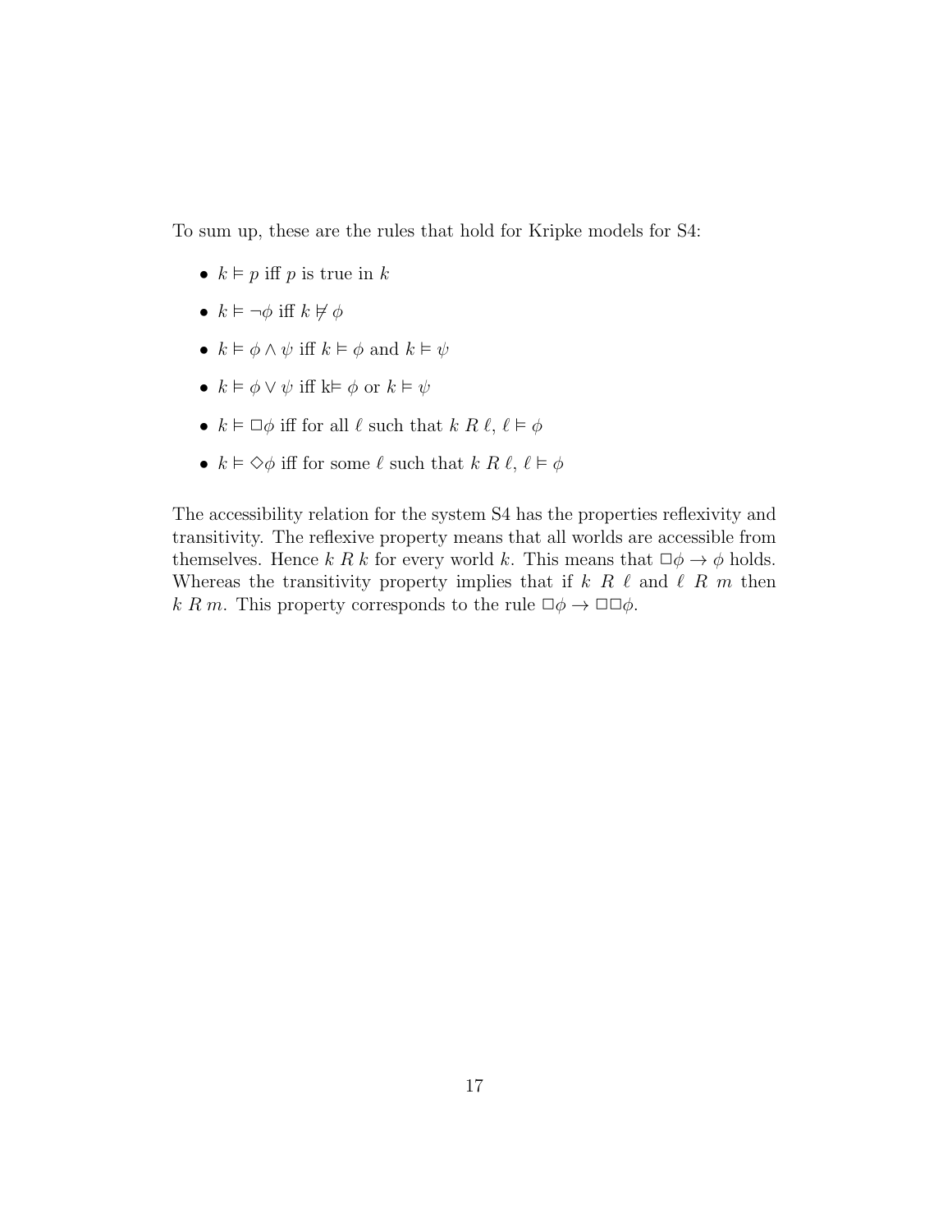To sum up, these are the rules that hold for Kripke models for S4:

- $k \vDash p$ iff $p$ is true in $k$
- $k \vDash \neg\phi$ iff $k \nvDash \phi$
- $k \vDash \phi \wedge \psi$ iff $k \vDash \phi$ and $k \vDash \psi$
- $k \vDash \phi \vee \psi$ iff k$\vDash$ $\phi$ or $k \vDash \psi$
- $k \vDash \Box\phi$ iff for all $\ell$ such that $k\ R\ \ell$, $\ell \vDash \phi$
- $k \vDash \Diamond\phi$ iff for some $\ell$ such that $k\ R\ \ell$, $\ell \vDash \phi$

The accessibility relation for the system S4 has the properties reflexivity and transitivity. The reflexive property means that all worlds are accessible from themselves. Hence $k\ R\ k$ for every world $k$. This means that $\Box\phi \rightarrow \phi$ holds. Whereas the transitivity property implies that if $k\ R\ \ell$ and $\ell\ R\ m$ then $k\ R\ m$. This property corresponds to the rule $\Box\phi \rightarrow \Box\Box\phi$.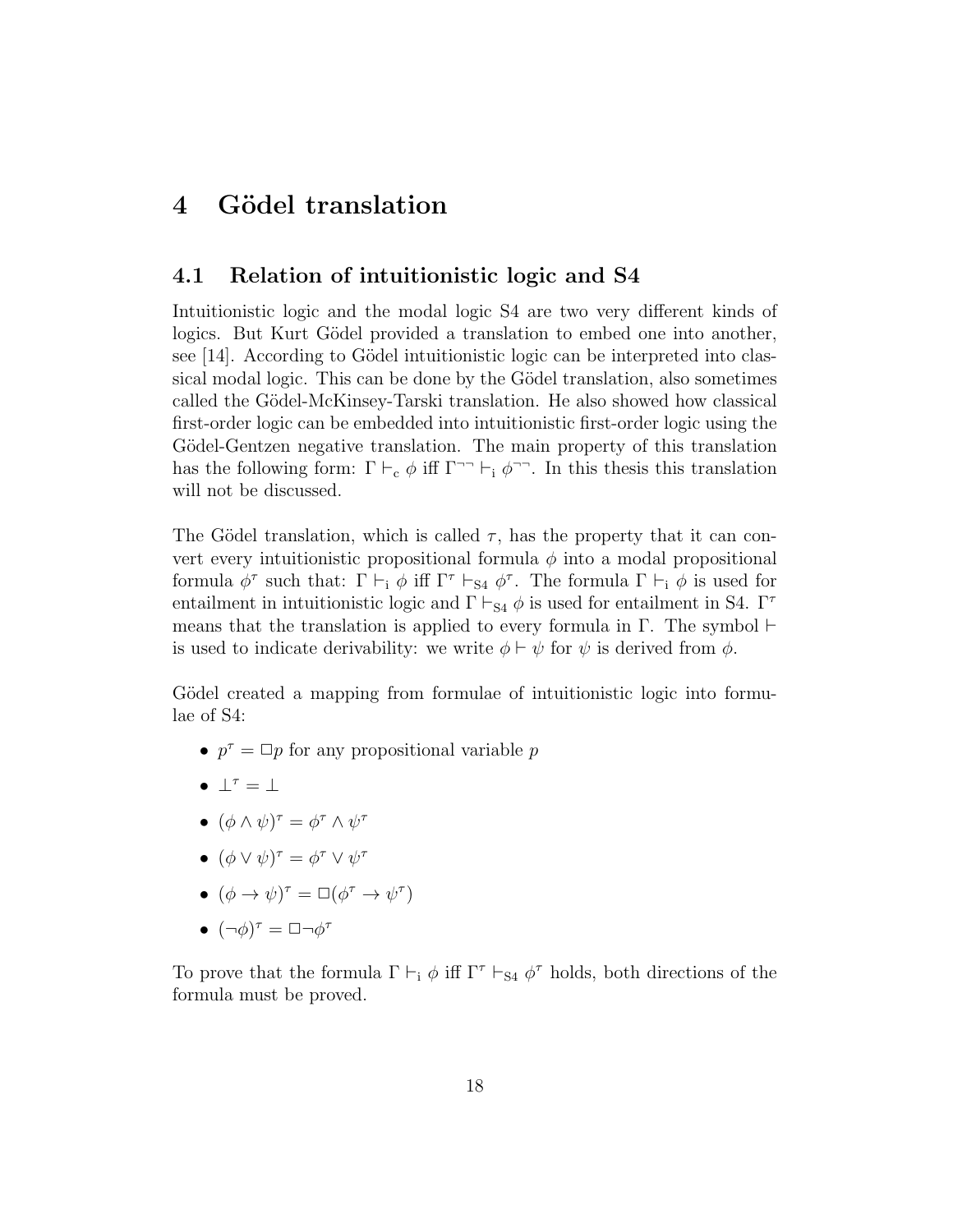# 4 Gödel translation

## 4.1 Relation of intuitionistic logic and S4

Intuitionistic logic and the modal logic S4 are two very different kinds of logics. But Kurt Gödel provided a translation to embed one into another, see [14]. According to Gödel intuitionistic logic can be interpreted into classical modal logic. This can be done by the Gödel translation, also sometimes called the Gödel-McKinsey-Tarski translation. He also showed how classical first-order logic can be embedded into intuitionistic first-order logic using the Gödel-Gentzen negative translation. The main property of this translation has the following form: $\Gamma \vdash_{\mathrm{c}} \phi$ iff $\Gamma^{\neg\neg} \vdash_{\mathrm{i}} \phi^{\neg\neg}$. In this thesis this translation will not be discussed.

The Gödel translation, which is called $\tau$, has the property that it can convert every intuitionistic propositional formula $\phi$ into a modal propositional formula $\phi^{\tau}$ such that: $\Gamma \vdash_{\mathrm{i}} \phi$ iff $\Gamma^{\tau} \vdash_{\mathrm{S4}} \phi^{\tau}$. The formula $\Gamma \vdash_{\mathrm{i}} \phi$ is used for entailment in intuitionistic logic and $\Gamma \vdash_{\mathrm{S4}} \phi$ is used for entailment in S4. $\Gamma^{\tau}$ means that the translation is applied to every formula in $\Gamma$. The symbol $\vdash$ is used to indicate derivability: we write $\phi \vdash \psi$ for $\psi$ is derived from $\phi$.

Gödel created a mapping from formulae of intuitionistic logic into formulae of S4:

- $p^{\tau} = \Box p$ for any propositional variable $p$
- $\bot^{\tau} = \bot$
- $(\phi \wedge \psi)^{\tau} = \phi^{\tau} \wedge \psi^{\tau}$
- $(\phi \vee \psi)^{\tau} = \phi^{\tau} \vee \psi^{\tau}$
- $(\phi \to \psi)^{\tau} = \Box(\phi^{\tau} \to \psi^{\tau})$
- $(\neg\phi)^{\tau} = \Box\neg\phi^{\tau}$

To prove that the formula $\Gamma \vdash_{\mathrm{i}} \phi$ iff $\Gamma^{\tau} \vdash_{\mathrm{S4}} \phi^{\tau}$ holds, both directions of the formula must be proved.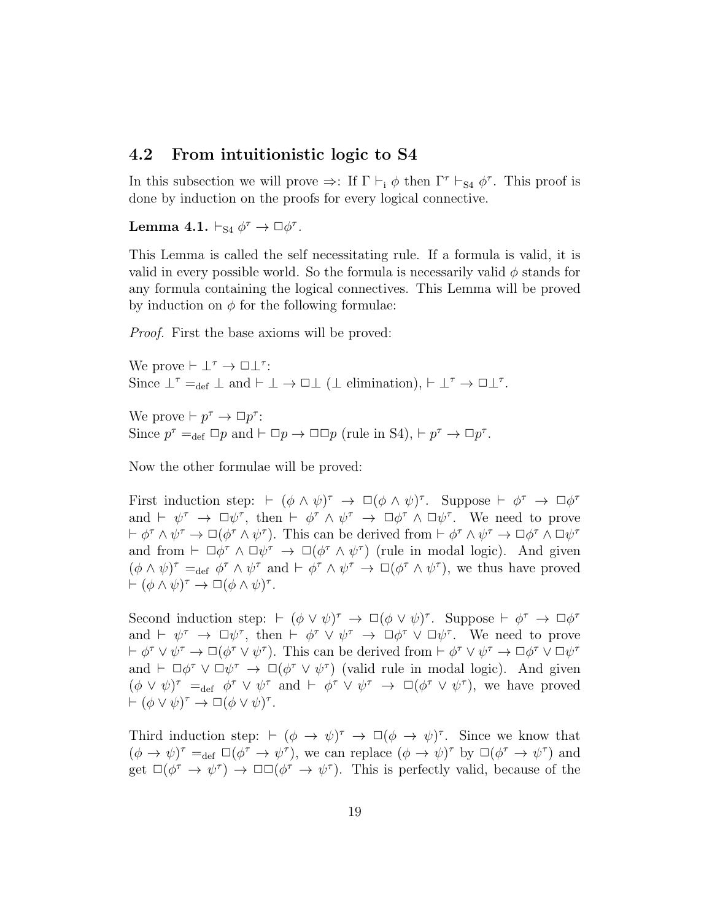## 4.2 From intuitionistic logic to S4

In this subsection we will prove $\Rightarrow$: If $\Gamma \vdash_{\text{i}} \phi$ then $\Gamma^\tau \vdash_{\text{S4}} \phi^\tau$. This proof is done by induction on the proofs for every logical connective.

**Lemma 4.1.** $\vdash_{\text{S4}} \phi^\tau \to \Box\phi^\tau$.

This Lemma is called the self necessitating rule. If a formula is valid, it is valid in every possible world. So the formula is necessarily valid $\phi$ stands for any formula containing the logical connectives. This Lemma will be proved by induction on $\phi$ for the following formulae:

*Proof.* First the base axioms will be proved:

We prove $\vdash \bot^\tau \to \Box\bot^\tau$:
Since $\bot^\tau =_{\text{def}} \bot$ and $\vdash \bot \to \Box\bot$ ($\bot$ elimination), $\vdash \bot^\tau \to \Box\bot^\tau$.

We prove $\vdash p^\tau \to \Box p^\tau$:
Since $p^\tau =_{\text{def}} \Box p$ and $\vdash \Box p \to \Box\Box p$ (rule in S4), $\vdash p^\tau \to \Box p^\tau$.

Now the other formulae will be proved:

First induction step: $\vdash (\phi \wedge \psi)^\tau \to \Box(\phi \wedge \psi)^\tau$. Suppose $\vdash \phi^\tau \to \Box\phi^\tau$ and $\vdash \psi^\tau \to \Box\psi^\tau$, then $\vdash \phi^\tau \wedge \psi^\tau \to \Box\phi^\tau \wedge \Box\psi^\tau$. We need to prove $\vdash \phi^\tau \wedge \psi^\tau \to \Box(\phi^\tau \wedge \psi^\tau)$. This can be derived from $\vdash \phi^\tau \wedge \psi^\tau \to \Box\phi^\tau \wedge \Box\psi^\tau$ and from $\vdash \Box\phi^\tau \wedge \Box\psi^\tau \to \Box(\phi^\tau \wedge \psi^\tau)$ (rule in modal logic). And given $(\phi \wedge \psi)^\tau =_{\text{def}} \phi^\tau \wedge \psi^\tau$ and $\vdash \phi^\tau \wedge \psi^\tau \to \Box(\phi^\tau \wedge \psi^\tau)$, we thus have proved $\vdash (\phi \wedge \psi)^\tau \to \Box(\phi \wedge \psi)^\tau$.

Second induction step: $\vdash (\phi \vee \psi)^\tau \to \Box(\phi \vee \psi)^\tau$. Suppose $\vdash \phi^\tau \to \Box\phi^\tau$ and $\vdash \psi^\tau \to \Box\psi^\tau$, then $\vdash \phi^\tau \vee \psi^\tau \to \Box\phi^\tau \vee \Box\psi^\tau$. We need to prove $\vdash \phi^\tau \vee \psi^\tau \to \Box(\phi^\tau \vee \psi^\tau)$. This can be derived from $\vdash \phi^\tau \vee \psi^\tau \to \Box\phi^\tau \vee \Box\psi^\tau$ and $\vdash \Box\phi^\tau \vee \Box\psi^\tau \to \Box(\phi^\tau \vee \psi^\tau)$ (valid rule in modal logic). And given $(\phi \vee \psi)^\tau =_{\text{def}} \phi^\tau \vee \psi^\tau$ and $\vdash \phi^\tau \vee \psi^\tau \to \Box(\phi^\tau \vee \psi^\tau)$, we have proved $\vdash (\phi \vee \psi)^\tau \to \Box(\phi \vee \psi)^\tau$.

Third induction step: $\vdash (\phi \to \psi)^\tau \to \Box(\phi \to \psi)^\tau$. Since we know that $(\phi \to \psi)^\tau =_{\text{def}} \Box(\phi^\tau \to \psi^\tau)$, we can replace $(\phi \to \psi)^\tau$ by $\Box(\phi^\tau \to \psi^\tau)$ and get $\Box(\phi^\tau \to \psi^\tau) \to \Box\Box(\phi^\tau \to \psi^\tau)$. This is perfectly valid, because of the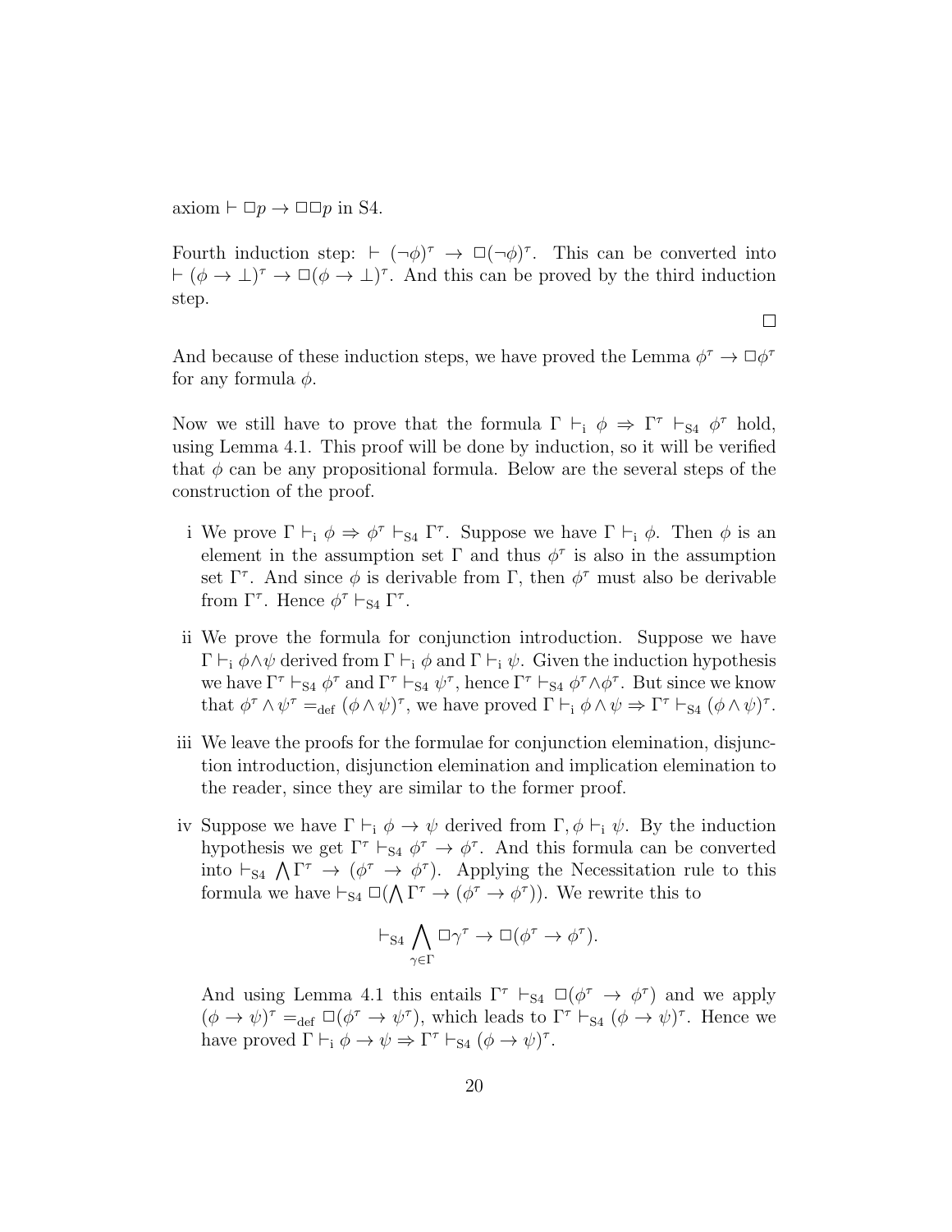axiom $\vdash \Box p \rightarrow \Box\Box p$ in S4.

Fourth induction step: $\vdash (\neg\phi)^\tau \rightarrow \Box(\neg\phi)^\tau$. This can be converted into $\vdash (\phi \rightarrow \bot)^\tau \rightarrow \Box(\phi \rightarrow \bot)^\tau$. And this can be proved by the third induction step.

$\Box$

And because of these induction steps, we have proved the Lemma $\phi^\tau \rightarrow \Box\phi^\tau$ for any formula $\phi$.

Now we still have to prove that the formula $\Gamma \vdash_{\mathrm{i}} \phi \Rightarrow \Gamma^\tau \vdash_{\mathrm{S4}} \phi^\tau$ hold, using Lemma 4.1. This proof will be done by induction, so it will be verified that $\phi$ can be any propositional formula. Below are the several steps of the construction of the proof.

i We prove $\Gamma \vdash_{\mathrm{i}} \phi \Rightarrow \phi^\tau \vdash_{\mathrm{S4}} \Gamma^\tau$. Suppose we have $\Gamma \vdash_{\mathrm{i}} \phi$. Then $\phi$ is an element in the assumption set $\Gamma$ and thus $\phi^\tau$ is also in the assumption set $\Gamma^\tau$. And since $\phi$ is derivable from $\Gamma$, then $\phi^\tau$ must also be derivable from $\Gamma^\tau$. Hence $\phi^\tau \vdash_{\mathrm{S4}} \Gamma^\tau$.

ii We prove the formula for conjunction introduction. Suppose we have $\Gamma \vdash_{\mathrm{i}} \phi \wedge \psi$ derived from $\Gamma \vdash_{\mathrm{i}} \phi$ and $\Gamma \vdash_{\mathrm{i}} \psi$. Given the induction hypothesis we have $\Gamma^\tau \vdash_{\mathrm{S4}} \phi^\tau$ and $\Gamma^\tau \vdash_{\mathrm{S4}} \psi^\tau$, hence $\Gamma^\tau \vdash_{\mathrm{S4}} \phi^\tau \wedge \phi^\tau$. But since we know that $\phi^\tau \wedge \psi^\tau =_{\mathrm{def}} (\phi \wedge \psi)^\tau$, we have proved $\Gamma \vdash_{\mathrm{i}} \phi \wedge \psi \Rightarrow \Gamma^\tau \vdash_{\mathrm{S4}} (\phi \wedge \psi)^\tau$.

iii We leave the proofs for the formulae for conjunction elemination, disjunction introduction, disjunction elemination and implication elemination to the reader, since they are similar to the former proof.

iv Suppose we have $\Gamma \vdash_{\mathrm{i}} \phi \rightarrow \psi$ derived from $\Gamma, \phi \vdash_{\mathrm{i}} \psi$. By the induction hypothesis we get $\Gamma^\tau \vdash_{\mathrm{S4}} \phi^\tau \rightarrow \phi^\tau$. And this formula can be converted into $\vdash_{\mathrm{S4}} \bigwedge \Gamma^\tau \rightarrow (\phi^\tau \rightarrow \phi^\tau)$. Applying the Necessitation rule to this formula we have $\vdash_{\mathrm{S4}} \Box(\bigwedge \Gamma^\tau \rightarrow (\phi^\tau \rightarrow \phi^\tau))$. We rewrite this to

$$\vdash_{\mathrm{S4}} \bigwedge_{\gamma \in \Gamma} \Box\gamma^\tau \rightarrow \Box(\phi^\tau \rightarrow \phi^\tau).$$

And using Lemma 4.1 this entails $\Gamma^\tau \vdash_{\mathrm{S4}} \Box(\phi^\tau \rightarrow \phi^\tau)$ and we apply $(\phi \rightarrow \psi)^\tau =_{\mathrm{def}} \Box(\phi^\tau \rightarrow \psi^\tau)$, which leads to $\Gamma^\tau \vdash_{\mathrm{S4}} (\phi \rightarrow \psi)^\tau$. Hence we have proved $\Gamma \vdash_{\mathrm{i}} \phi \rightarrow \psi \Rightarrow \Gamma^\tau \vdash_{\mathrm{S4}} (\phi \rightarrow \psi)^\tau$.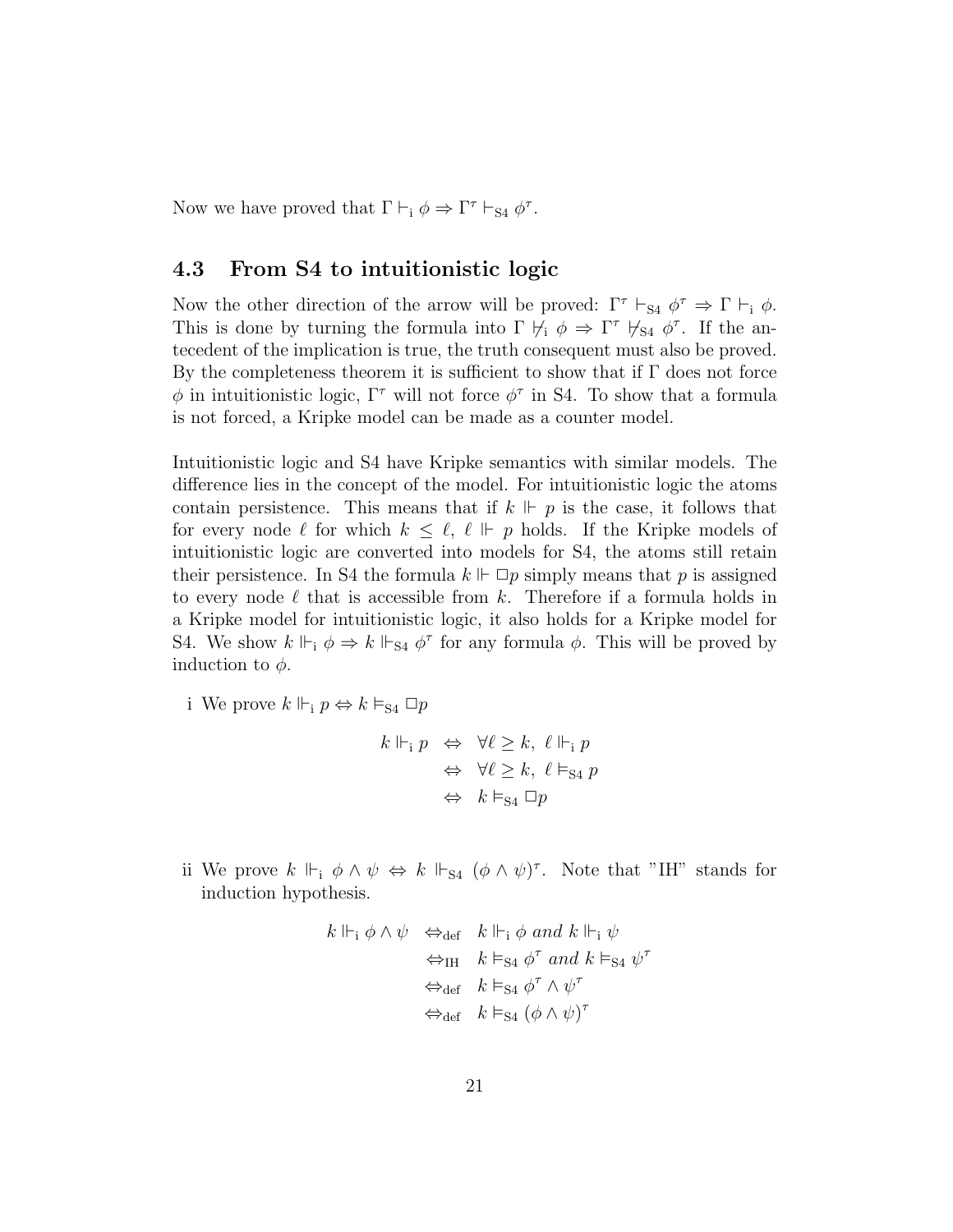Now we have proved that $\Gamma \vdash_{\mathrm{i}} \phi \Rightarrow \Gamma^\tau \vdash_{\mathrm{S4}} \phi^\tau$.

### 4.3 From S4 to intuitionistic logic

Now the other direction of the arrow will be proved: $\Gamma^\tau \vdash_{\mathrm{S4}} \phi^\tau \Rightarrow \Gamma \vdash_{\mathrm{i}} \phi$. This is done by turning the formula into $\Gamma \nvdash_{\mathrm{i}} \phi \Rightarrow \Gamma^\tau \nvdash_{\mathrm{S4}} \phi^\tau$. If the antecedent of the implication is true, the truth consequent must also be proved. By the completeness theorem it is sufficient to show that if $\Gamma$ does not force $\phi$ in intuitionistic logic, $\Gamma^\tau$ will not force $\phi^\tau$ in S4. To show that a formula is not forced, a Kripke model can be made as a counter model.

Intuitionistic logic and S4 have Kripke semantics with similar models. The difference lies in the concept of the model. For intuitionistic logic the atoms contain persistence. This means that if $k \Vdash p$ is the case, it follows that for every node $\ell$ for which $k \leq \ell$, $\ell \Vdash p$ holds. If the Kripke models of intuitionistic logic are converted into models for S4, the atoms still retain their persistence. In S4 the formula $k \Vdash \Box p$ simply means that $p$ is assigned to every node $\ell$ that is accessible from $k$. Therefore if a formula holds in a Kripke model for intuitionistic logic, it also holds for a Kripke model for S4. We show $k \Vdash_{\mathrm{i}} \phi \Rightarrow k \Vdash_{\mathrm{S4}} \phi^\tau$ for any formula $\phi$. This will be proved by induction to $\phi$.

i We prove $k \Vdash_{\mathrm{i}} p \Leftrightarrow k \vDash_{\mathrm{S4}} \Box p$

$$
\begin{aligned}
k \Vdash_{\mathrm{i}} p &\Leftrightarrow \forall \ell \geq k,\ \ell \Vdash_{\mathrm{i}} p \\
&\Leftrightarrow \forall \ell \geq k,\ \ell \vDash_{\mathrm{S4}} p \\
&\Leftrightarrow k \vDash_{\mathrm{S4}} \Box p
\end{aligned}
$$

ii We prove $k \Vdash_{\mathrm{i}} \phi \wedge \psi \Leftrightarrow k \Vdash_{\mathrm{S4}} (\phi \wedge \psi)^\tau$. Note that "IH" stands for induction hypothesis.

$$
\begin{aligned}
k \Vdash_{\mathrm{i}} \phi \wedge \psi &\Leftrightarrow_{\mathrm{def}} k \Vdash_{\mathrm{i}} \phi \textit{ and } k \Vdash_{\mathrm{i}} \psi \\
&\Leftrightarrow_{\mathrm{IH}} k \vDash_{\mathrm{S4}} \phi^\tau \textit{ and } k \vDash_{\mathrm{S4}} \psi^\tau \\
&\Leftrightarrow_{\mathrm{def}} k \vDash_{\mathrm{S4}} \phi^\tau \wedge \psi^\tau \\
&\Leftrightarrow_{\mathrm{def}} k \vDash_{\mathrm{S4}} (\phi \wedge \psi)^\tau
\end{aligned}
$$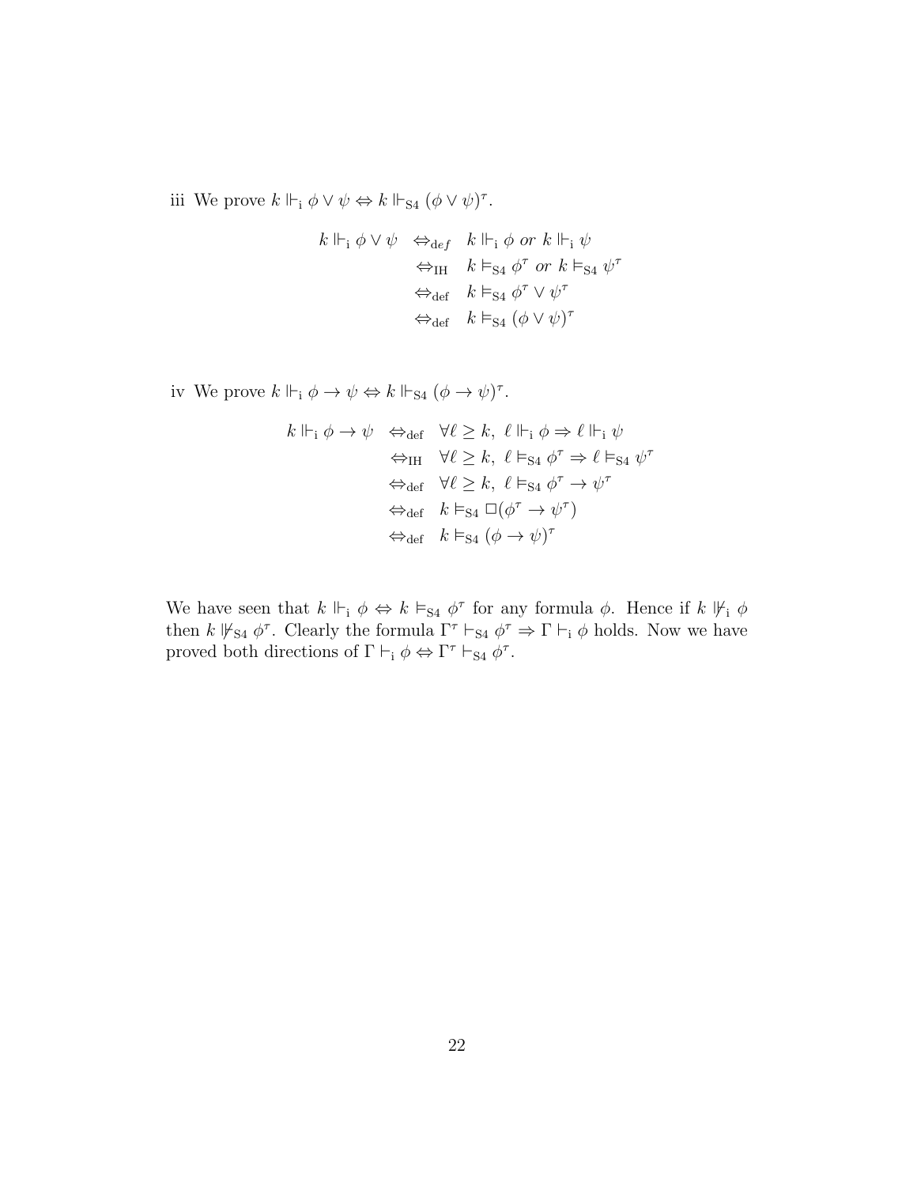iii We prove $k \Vdash_{\mathrm{i}} \phi \vee \psi \Leftrightarrow k \Vdash_{\mathrm{S4}} (\phi \vee \psi)^\tau$.

$$
\begin{aligned}
k \Vdash_{\mathrm{i}} \phi \vee \psi \quad &\Leftrightarrow_{def} \quad k \Vdash_{\mathrm{i}} \phi \textit{ or } k \Vdash_{\mathrm{i}} \psi \\
&\Leftrightarrow_{\mathrm{IH}} \quad k \vDash_{\mathrm{S4}} \phi^\tau \textit{ or } k \vDash_{\mathrm{S4}} \psi^\tau \\
&\Leftrightarrow_{\mathrm{def}} \quad k \vDash_{\mathrm{S4}} \phi^\tau \vee \psi^\tau \\
&\Leftrightarrow_{\mathrm{def}} \quad k \vDash_{\mathrm{S4}} (\phi \vee \psi)^\tau
\end{aligned}
$$

iv We prove $k \Vdash_{\mathrm{i}} \phi \rightarrow \psi \Leftrightarrow k \Vdash_{\mathrm{S4}} (\phi \rightarrow \psi)^\tau$.

$$
\begin{aligned}
k \Vdash_{\mathrm{i}} \phi \rightarrow \psi \quad &\Leftrightarrow_{\mathrm{def}} \quad \forall \ell \geq k,\ \ell \Vdash_{\mathrm{i}} \phi \Rightarrow \ell \Vdash_{\mathrm{i}} \psi \\
&\Leftrightarrow_{\mathrm{IH}} \quad \forall \ell \geq k,\ \ell \vDash_{\mathrm{S4}} \phi^\tau \Rightarrow \ell \vDash_{\mathrm{S4}} \psi^\tau \\
&\Leftrightarrow_{\mathrm{def}} \quad \forall \ell \geq k,\ \ell \vDash_{\mathrm{S4}} \phi^\tau \rightarrow \psi^\tau \\
&\Leftrightarrow_{\mathrm{def}} \quad k \vDash_{\mathrm{S4}} \Box(\phi^\tau \rightarrow \psi^\tau) \\
&\Leftrightarrow_{\mathrm{def}} \quad k \vDash_{\mathrm{S4}} (\phi \rightarrow \psi)^\tau
\end{aligned}
$$

We have seen that $k \Vdash_{\mathrm{i}} \phi \Leftrightarrow k \vDash_{\mathrm{S4}} \phi^\tau$ for any formula $\phi$. Hence if $k \nVdash_{\mathrm{i}} \phi$ then $k \nVdash_{\mathrm{S4}} \phi^\tau$. Clearly the formula $\Gamma^\tau \vdash_{\mathrm{S4}} \phi^\tau \Rightarrow \Gamma \vdash_{\mathrm{i}} \phi$ holds. Now we have proved both directions of $\Gamma \vdash_{\mathrm{i}} \phi \Leftrightarrow \Gamma^\tau \vdash_{\mathrm{S4}} \phi^\tau$.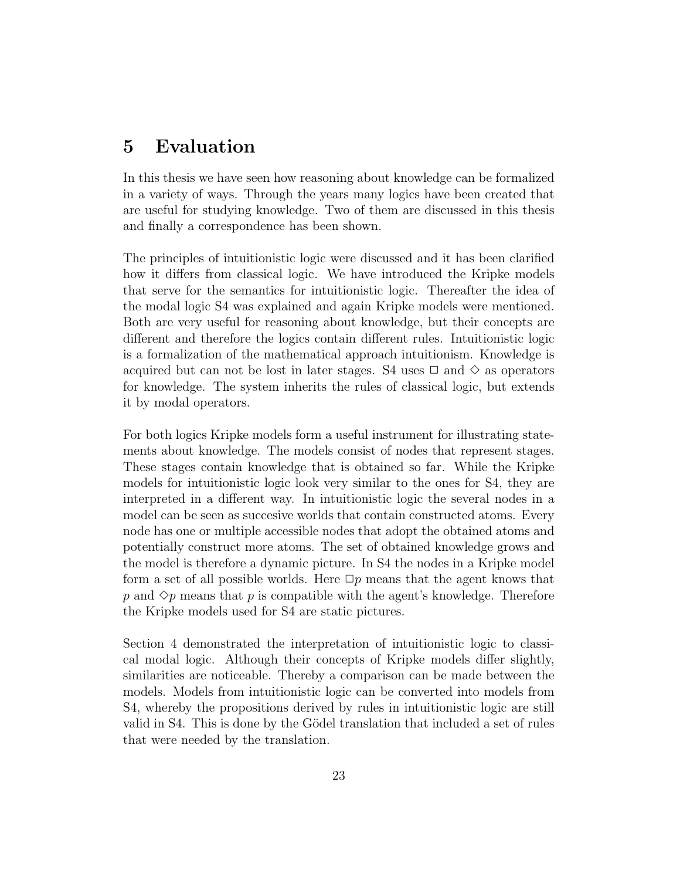# 5 Evaluation

In this thesis we have seen how reasoning about knowledge can be formalized in a variety of ways. Through the years many logics have been created that are useful for studying knowledge. Two of them are discussed in this thesis and finally a correspondence has been shown.

The principles of intuitionistic logic were discussed and it has been clarified how it differs from classical logic. We have introduced the Kripke models that serve for the semantics for intuitionistic logic. Thereafter the idea of the modal logic S4 was explained and again Kripke models were mentioned. Both are very useful for reasoning about knowledge, but their concepts are different and therefore the logics contain different rules. Intuitionistic logic is a formalization of the mathematical approach intuitionism. Knowledge is acquired but can not be lost in later stages. S4 uses $\Box$ and $\Diamond$ as operators for knowledge. The system inherits the rules of classical logic, but extends it by modal operators.

For both logics Kripke models form a useful instrument for illustrating statements about knowledge. The models consist of nodes that represent stages. These stages contain knowledge that is obtained so far. While the Kripke models for intuitionistic logic look very similar to the ones for S4, they are interpreted in a different way. In intuitionistic logic the several nodes in a model can be seen as succesive worlds that contain constructed atoms. Every node has one or multiple accessible nodes that adopt the obtained atoms and potentially construct more atoms. The set of obtained knowledge grows and the model is therefore a dynamic picture. In S4 the nodes in a Kripke model form a set of all possible worlds. Here $\Box p$ means that the agent knows that $p$ and $\Diamond p$ means that $p$ is compatible with the agent's knowledge. Therefore the Kripke models used for S4 are static pictures.

Section 4 demonstrated the interpretation of intuitionistic logic to classical modal logic. Although their concepts of Kripke models differ slightly, similarities are noticeable. Thereby a comparison can be made between the models. Models from intuitionistic logic can be converted into models from S4, whereby the propositions derived by rules in intuitionistic logic are still valid in S4. This is done by the Gödel translation that included a set of rules that were needed by the translation.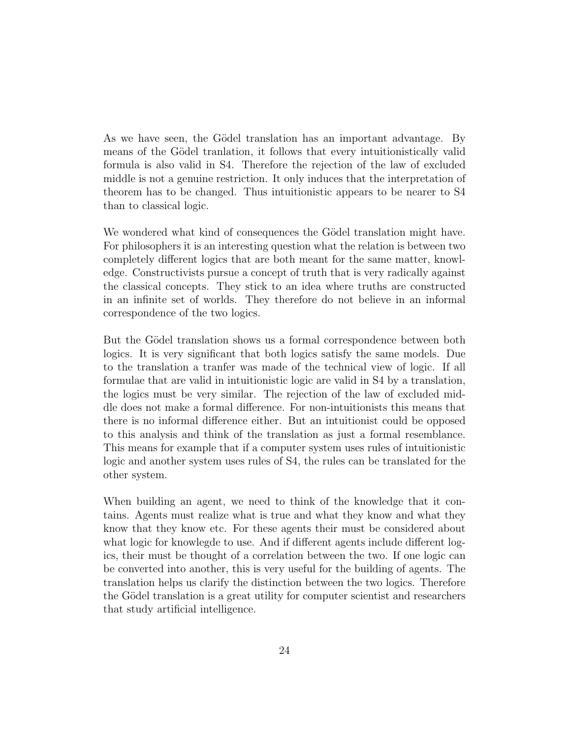As we have seen, the Gödel translation has an important advantage. By means of the Gödel tranlation, it follows that every intuitionistically valid formula is also valid in S4. Therefore the rejection of the law of excluded middle is not a genuine restriction. It only induces that the interpretation of theorem has to be changed. Thus intuitionistic appears to be nearer to S4 than to classical logic.

We wondered what kind of consequences the Gödel translation might have. For philosophers it is an interesting question what the relation is between two completely different logics that are both meant for the same matter, knowledge. Constructivists pursue a concept of truth that is very radically against the classical concepts. They stick to an idea where truths are constructed in an infinite set of worlds. They therefore do not believe in an informal correspondence of the two logics.

But the Gödel translation shows us a formal correspondence between both logics. It is very significant that both logics satisfy the same models. Due to the translation a tranfer was made of the technical view of logic. If all formulae that are valid in intuitionistic logic are valid in S4 by a translation, the logics must be very similar. The rejection of the law of excluded middle does not make a formal difference. For non-intuitionists this means that there is no informal difference either. But an intuitionist could be opposed to this analysis and think of the translation as just a formal resemblance. This means for example that if a computer system uses rules of intuitionistic logic and another system uses rules of S4, the rules can be translated for the other system.

When building an agent, we need to think of the knowledge that it contains. Agents must realize what is true and what they know and what they know that they know etc. For these agents their must be considered about what logic for knowlegde to use. And if different agents include different logics, their must be thought of a correlation between the two. If one logic can be converted into another, this is very useful for the building of agents. The translation helps us clarify the distinction between the two logics. Therefore the Gödel translation is a great utility for computer scientist and researchers that study artificial intelligence.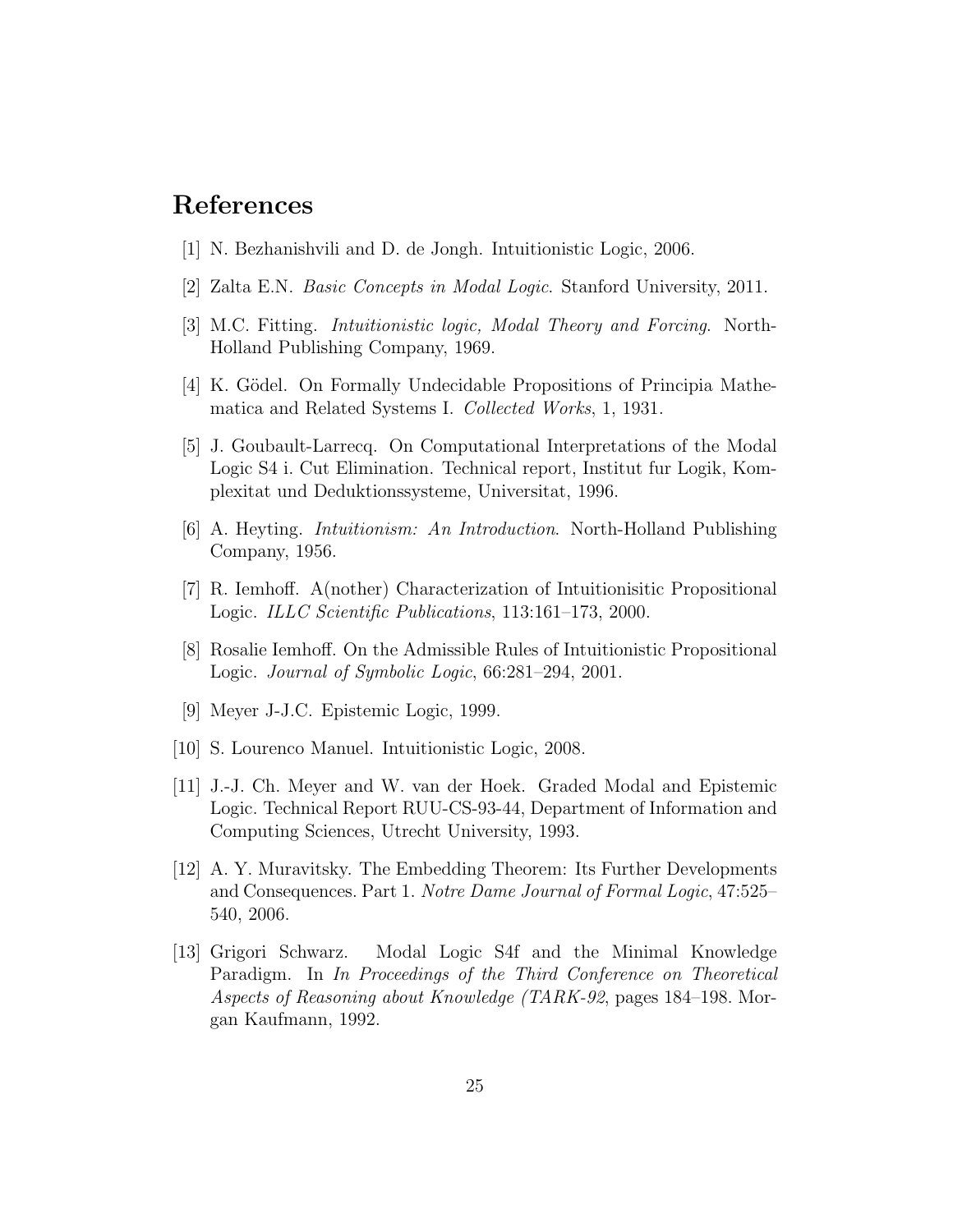# References

[1] N. Bezhanishvili and D. de Jongh. Intuitionistic Logic, 2006.

[2] Zalta E.N. *Basic Concepts in Modal Logic*. Stanford University, 2011.

[3] M.C. Fitting. *Intuitionistic logic, Modal Theory and Forcing*. North-Holland Publishing Company, 1969.

[4] K. Gödel. On Formally Undecidable Propositions of Principia Mathematica and Related Systems I. *Collected Works*, 1, 1931.

[5] J. Goubault-Larrecq. On Computational Interpretations of the Modal Logic S4 i. Cut Elimination. Technical report, Institut fur Logik, Komplexitat und Deduktionssysteme, Universitat, 1996.

[6] A. Heyting. *Intuitionism: An Introduction*. North-Holland Publishing Company, 1956.

[7] R. Iemhoff. A(nother) Characterization of Intuitionisitic Propositional Logic. *ILLC Scientific Publications*, 113:161–173, 2000.

[8] Rosalie Iemhoff. On the Admissible Rules of Intuitionistic Propositional Logic. *Journal of Symbolic Logic*, 66:281–294, 2001.

[9] Meyer J-J.C. Epistemic Logic, 1999.

[10] S. Lourenco Manuel. Intuitionistic Logic, 2008.

[11] J.-J. Ch. Meyer and W. van der Hoek. Graded Modal and Epistemic Logic. Technical Report RUU-CS-93-44, Department of Information and Computing Sciences, Utrecht University, 1993.

[12] A. Y. Muravitsky. The Embedding Theorem: Its Further Developments and Consequences. Part 1. *Notre Dame Journal of Formal Logic*, 47:525–540, 2006.

[13] Grigori Schwarz. Modal Logic S4f and the Minimal Knowledge Paradigm. In *In Proceedings of the Third Conference on Theoretical Aspects of Reasoning about Knowledge (TARK-92*, pages 184–198. Morgan Kaufmann, 1992.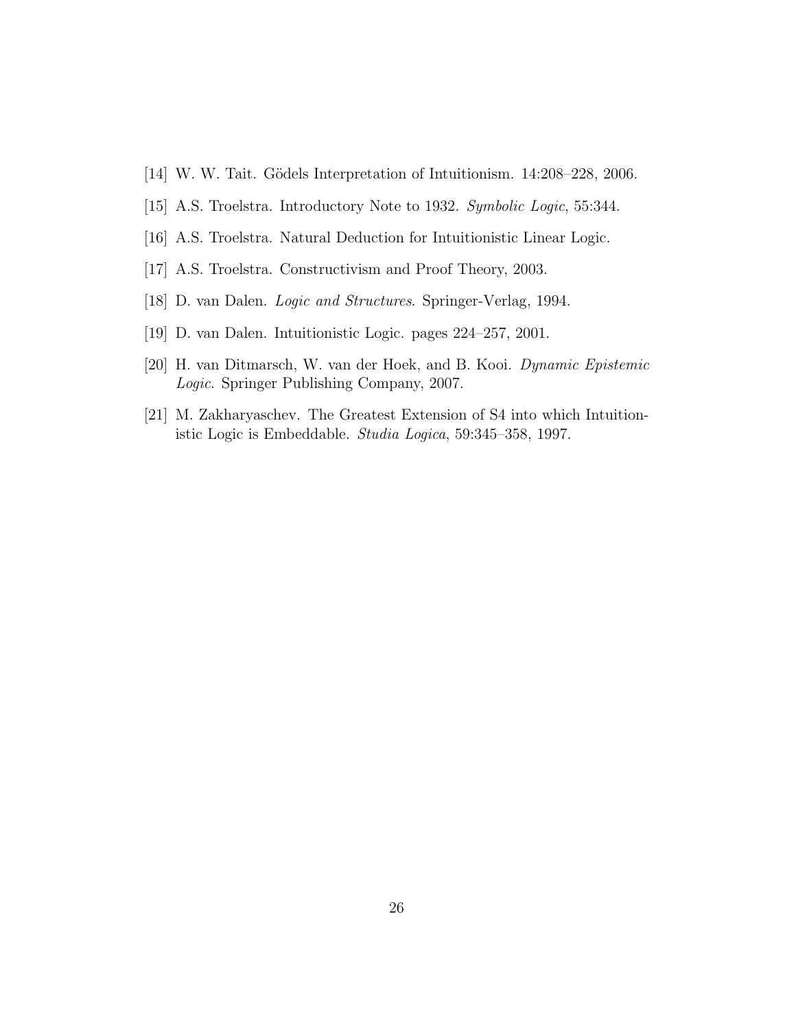[14] W. W. Tait. Gödels Interpretation of Intuitionism. 14:208–228, 2006.

[15] A.S. Troelstra. Introductory Note to 1932. *Symbolic Logic*, 55:344.

[16] A.S. Troelstra. Natural Deduction for Intuitionistic Linear Logic.

[17] A.S. Troelstra. Constructivism and Proof Theory, 2003.

[18] D. van Dalen. *Logic and Structures*. Springer-Verlag, 1994.

[19] D. van Dalen. Intuitionistic Logic. pages 224–257, 2001.

[20] H. van Ditmarsch, W. van der Hoek, and B. Kooi. *Dynamic Epistemic Logic*. Springer Publishing Company, 2007.

[21] M. Zakharyaschev. The Greatest Extension of S4 into which Intuitionistic Logic is Embeddable. *Studia Logica*, 59:345–358, 1997.